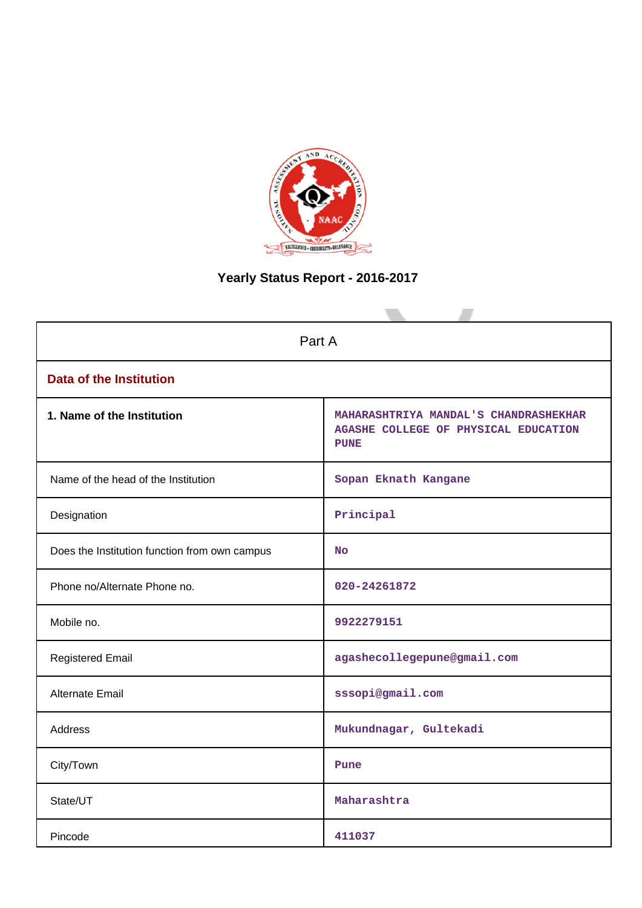# Yearly Status Report - 2016-2017

| Part A | |
|---|---|
| **Data of the Institution** | |
| **1. Name of the Institution** | MAHARASHTRIYA MANDAL'S CHANDRASHEKHAR AGASHE COLLEGE OF PHYSICAL EDUCATION PUNE |
| Name of the head of the Institution | Sopan Eknath Kangane |
| Designation | Principal |
| Does the Institution function from own campus | No |
| Phone no/Alternate Phone no. | 020-24261872 |
| Mobile no. | 9922279151 |
| Registered Email | agashecollegepune@gmail.com |
| Alternate Email | sssopi@gmail.com |
| Address | Mukundnagar, Gultekadi |
| City/Town | Pune |
| State/UT | Maharashtra |
| Pincode | 411037 |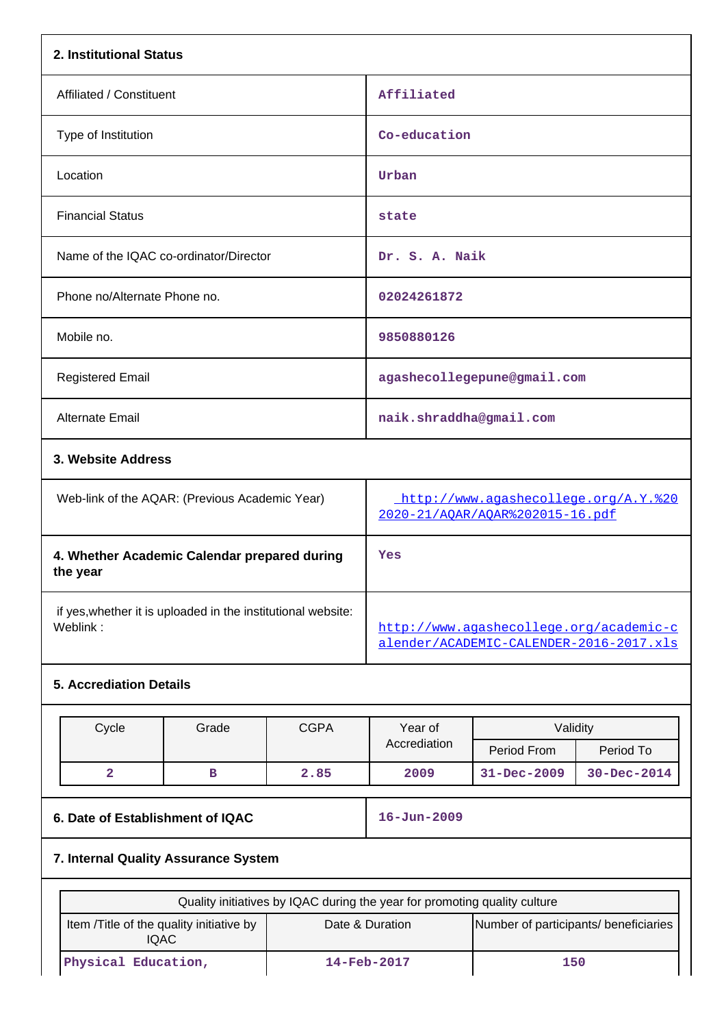**2. Institutional Status**

| | |
|---|---|
| Affiliated / Constituent | Affiliated |
| Type of Institution | Co-education |
| Location | Urban |
| Financial Status | state |
| Name of the IQAC co-ordinator/Director | Dr. S. A. Naik |
| Phone no/Alternate Phone no. | 02024261872 |
| Mobile no. | 9850880126 |
| Registered Email | agashecollegepune@gmail.com |
| Alternate Email | naik.shraddha@gmail.com |

**3. Website Address**

| | |
|---|---|
| Web-link of the AQAR: (Previous Academic Year) | http://www.agashecollege.org/A.Y.%20 2020-21/AQAR/AQAR%202015-16.pdf |
| **4. Whether Academic Calendar prepared during the year** | Yes |
| if yes,whether it is uploaded in the institutional website: Weblink : | http://www.agashecollege.org/academic-calender/ACADEMIC-CALENDER-2016-2017.xls |

**5. Accrediation Details**

| Cycle | Grade | CGPA | Year of Accrediation | Validity | |
|---|---|---|---|---|---|
| | | | | Period From | Period To |
| 2 | B | 2.85 | 2009 | 31-Dec-2009 | 30-Dec-2014 |

| | |
|---|---|
| **6. Date of Establishment of IQAC** | 16-Jun-2009 |

**7. Internal Quality Assurance System**

| Quality initiatives by IQAC during the year for promoting quality culture | | |
|---|---|---|
| Item /Title of the quality initiative by IQAC | Date & Duration | Number of participants/ beneficiaries |
| Physical Education, | 14-Feb-2017 | 150 |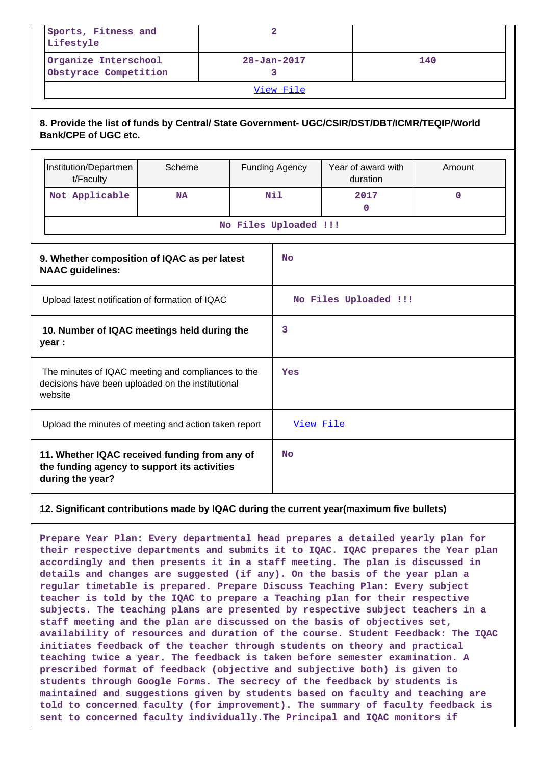| Sports, Fitness and Lifestyle | 2 | |
|---|---|---|
| Organize Interschool Obstyrace Competition | 28-Jan-2017<br>3 | 140 |
| View File | | |

**8. Provide the list of funds by Central/ State Government- UGC/CSIR/DST/DBT/ICMR/TEQIP/World Bank/CPE of UGC etc.**

| Institution/Department/Faculty | Scheme | Funding Agency | Year of award with duration | Amount |
|---|---|---|---|---|
| Not Applicable | NA | Nil | 2017<br>0 | 0 |
| No Files Uploaded !!! | | | | |

| | |
|---|---|
| **9. Whether composition of IQAC as per latest NAAC guidelines:** | No |
| Upload latest notification of formation of IQAC | No Files Uploaded !!! |
| **10. Number of IQAC meetings held during the year :** | 3 |
| The minutes of IQAC meeting and compliances to the decisions have been uploaded on the institutional website | Yes |
| Upload the minutes of meeting and action taken report | View File |
| **11. Whether IQAC received funding from any of the funding agency to support its activities during the year?** | No |

**12. Significant contributions made by IQAC during the current year(maximum five bullets)**

Prepare Year Plan: Every departmental head prepares a detailed yearly plan for their respective departments and submits it to IQAC. IQAC prepares the Year plan accordingly and then presents it in a staff meeting. The plan is discussed in details and changes are suggested (if any). On the basis of the year plan a regular timetable is prepared. Prepare Discuss Teaching Plan: Every subject teacher is told by the IQAC to prepare a Teaching plan for their respective subjects. The teaching plans are presented by respective subject teachers in a staff meeting and the plan are discussed on the basis of objectives set, availability of resources and duration of the course. Student Feedback: The IQAC initiates feedback of the teacher through students on theory and practical teaching twice a year. The feedback is taken before semester examination. A prescribed format of feedback (objective and subjective both) is given to students through Google Forms. The secrecy of the feedback by students is maintained and suggestions given by students based on faculty and teaching are told to concerned faculty (for improvement). The summary of faculty feedback is sent to concerned faculty individually.The Principal and IQAC monitors if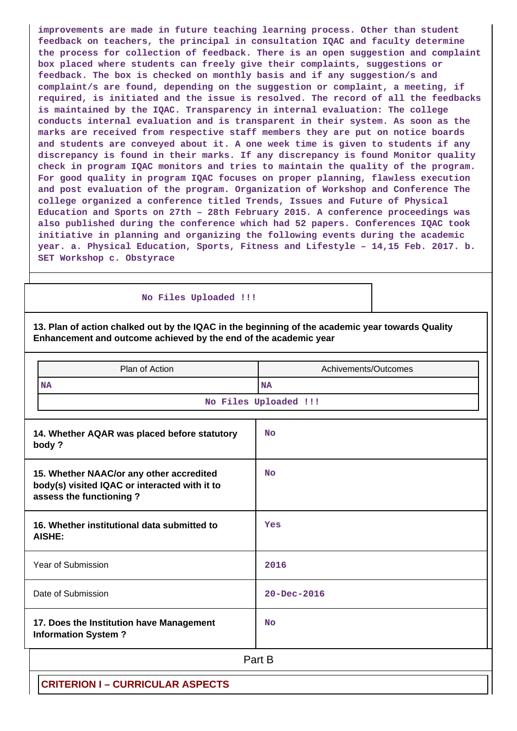improvements are made in future teaching learning process. Other than student feedback on teachers, the principal in consultation IQAC and faculty determine the process for collection of feedback. There is an open suggestion and complaint box placed where students can freely give their complaints, suggestions or feedback. The box is checked on monthly basis and if any suggestion/s and complaint/s are found, depending on the suggestion or complaint, a meeting, if required, is initiated and the issue is resolved. The record of all the feedbacks is maintained by the IQAC. Transparency in internal evaluation: The college conducts internal evaluation and is transparent in their system. As soon as the marks are received from respective staff members they are put on notice boards and students are conveyed about it. A one week time is given to students if any discrepancy is found in their marks. If any discrepancy is found Monitor quality check in program IQAC monitors and tries to maintain the quality of the program. For good quality in program IQAC focuses on proper planning, flawless execution and post evaluation of the program. Organization of Workshop and Conference The college organized a conference titled Trends, Issues and Future of Physical Education and Sports on 27th – 28th February 2015. A conference proceedings was also published during the conference which had 52 papers. Conferences IQAC took initiative in planning and organizing the following events during the academic year. a. Physical Education, Sports, Fitness and Lifestyle – 14,15 Feb. 2017. b. SET Workshop c. Obstyrace

No Files Uploaded !!!

**13. Plan of action chalked out by the IQAC in the beginning of the academic year towards Quality Enhancement and outcome achieved by the end of the academic year**

| Plan of Action | Achivements/Outcomes |
|---|---|
| NA | NA |

No Files Uploaded !!!

| | |
|---|---|
| **14. Whether AQAR was placed before statutory body ?** | No |
| **15. Whether NAAC/or any other accredited body(s) visited IQAC or interacted with it to assess the functioning ?** | No |
| **16. Whether institutional data submitted to AISHE:** | Yes |
| Year of Submission | 2016 |
| Date of Submission | 20-Dec-2016 |
| **17. Does the Institution have Management Information System ?** | No |

## Part B

### CRITERION I – CURRICULAR ASPECTS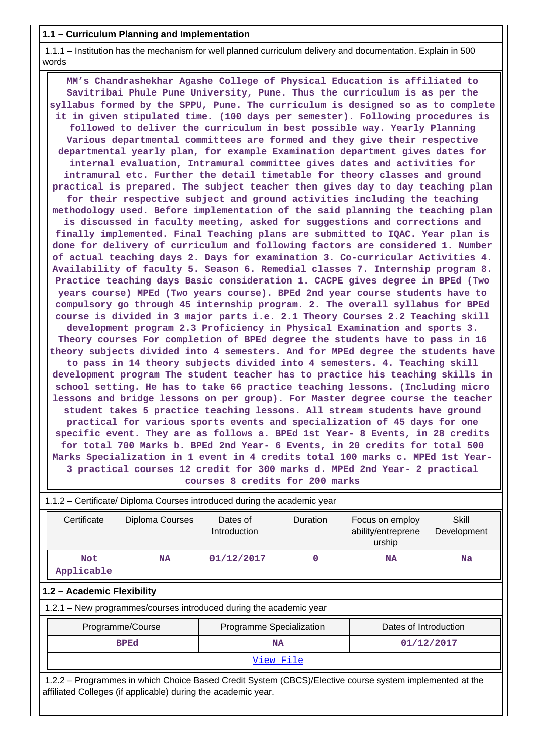**1.1 – Curriculum Planning and Implementation**

1.1.1 – Institution has the mechanism for well planned curriculum delivery and documentation. Explain in 500 words

**MM’s Chandrashekhar Agashe College of Physical Education is affiliated to Savitribai Phule Pune University, Pune. Thus the curriculum is as per the syllabus formed by the SPPU, Pune. The curriculum is designed so as to complete it in given stipulated time. (100 days per semester). Following procedures is followed to deliver the curriculum in best possible way. Yearly Planning Various departmental committees are formed and they give their respective departmental yearly plan, for example Examination department gives dates for internal evaluation, Intramural committee gives dates and activities for intramural etc. Further the detail timetable for theory classes and ground practical is prepared. The subject teacher then gives day to day teaching plan for their respective subject and ground activities including the teaching methodology used. Before implementation of the said planning the teaching plan is discussed in faculty meeting, asked for suggestions and corrections and finally implemented. Final Teaching plans are submitted to IQAC. Year plan is done for delivery of curriculum and following factors are considered 1. Number of actual teaching days 2. Days for examination 3. Co-curricular Activities 4. Availability of faculty 5. Season 6. Remedial classes 7. Internship program 8. Practice teaching days Basic consideration 1. CACPE gives degree in BPEd (Two years course) MPEd (Two years course). BPEd 2nd year course students have to compulsory go through 45 internship program. 2. The overall syllabus for BPEd course is divided in 3 major parts i.e. 2.1 Theory Courses 2.2 Teaching skill development program 2.3 Proficiency in Physical Examination and sports 3. Theory courses For completion of BPEd degree the students have to pass in 16 theory subjects divided into 4 semesters. And for MPEd degree the students have to pass in 14 theory subjects divided into 4 semesters. 4. Teaching skill development program The student teacher has to practice his teaching skills in school setting. He has to take 66 practice teaching lessons. (Including micro lessons and bridge lessons on per group). For Master degree course the teacher student takes 5 practice teaching lessons. All stream students have ground practical for various sports events and specialization of 45 days for one specific event. They are as follows a. BPEd 1st Year- 8 Events, in 28 credits for total 700 Marks b. BPEd 2nd Year- 6 Events, in 20 credits for total 500 Marks Specialization in 1 event in 4 credits total 100 marks c. MPEd 1st Year- 3 practical courses 12 credit for 300 marks d. MPEd 2nd Year- 2 practical courses 8 credits for 200 marks**

1.1.2 – Certificate/ Diploma Courses introduced during the academic year

| Certificate | Diploma Courses | Dates of Introduction | Duration | Focus on employ ability/entreprene urship | Skill Development |
|---|---|---|---|---|---|
| Not Applicable | NA | 01/12/2017 | 0 | NA | Na |

**1.2 – Academic Flexibility**

1.2.1 – New programmes/courses introduced during the academic year

| Programme/Course | Programme Specialization | Dates of Introduction |
|---|---|---|
| BPEd | NA | 01/12/2017 |
| View File | | |

1.2.2 – Programmes in which Choice Based Credit System (CBCS)/Elective course system implemented at the affiliated Colleges (if applicable) during the academic year.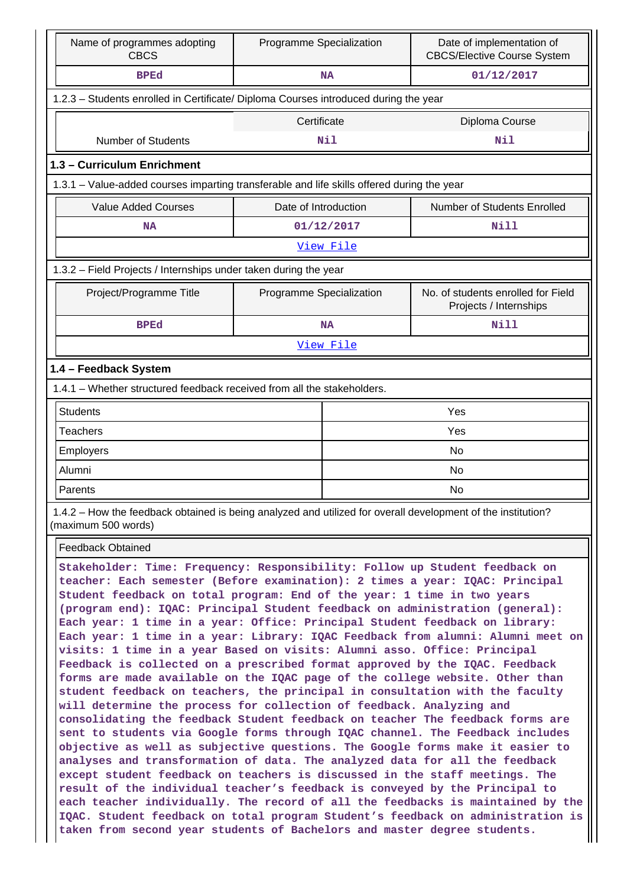| Name of programmes adopting CBCS | Programme Specialization | Date of implementation of CBCS/Elective Course System |
|---|---|---|
| BPEd | NA | 01/12/2017 |

1.2.3 – Students enrolled in Certificate/ Diploma Courses introduced during the year

| | Certificate | Diploma Course |
|---|---|---|
| Number of Students | Nil | Nil |

## 1.3 – Curriculum Enrichment

1.3.1 – Value-added courses imparting transferable and life skills offered during the year

| Value Added Courses | Date of Introduction | Number of Students Enrolled |
|---|---|---|
| NA | 01/12/2017 | Nill |
| View File | | |

1.3.2 – Field Projects / Internships under taken during the year

| Project/Programme Title | Programme Specialization | No. of students enrolled for Field Projects / Internships |
|---|---|---|
| BPEd | NA | Nill |
| View File | | |

## 1.4 – Feedback System

1.4.1 – Whether structured feedback received from all the stakeholders.

| Stakeholder | Response |
|---|---|
| Students | Yes |
| Teachers | Yes |
| Employers | No |
| Alumni | No |
| Parents | No |

1.4.2 – How the feedback obtained is being analyzed and utilized for overall development of the institution? (maximum 500 words)

Feedback Obtained

Stakeholder: Time: Frequency: Responsibility: Follow up Student feedback on teacher: Each semester (Before examination): 2 times a year: IQAC: Principal Student feedback on total program: End of the year: 1 time in two years (program end): IQAC: Principal Student feedback on administration (general): Each year: 1 time in a year: Office: Principal Student feedback on library: Each year: 1 time in a year: Library: IQAC Feedback from alumni: Alumni meet on visits: 1 time in a year Based on visits: Alumni asso. Office: Principal Feedback is collected on a prescribed format approved by the IQAC. Feedback forms are made available on the IQAC page of the college website. Other than student feedback on teachers, the principal in consultation with the faculty will determine the process for collection of feedback. Analyzing and consolidating the feedback Student feedback on teacher The feedback forms are sent to students via Google forms through IQAC channel. The Feedback includes objective as well as subjective questions. The Google forms make it easier to analyses and transformation of data. The analyzed data for all the feedback except student feedback on teachers is discussed in the staff meetings. The result of the individual teacher's feedback is conveyed by the Principal to each teacher individually. The record of all the feedbacks is maintained by the IQAC. Student feedback on total program Student's feedback on administration is taken from second year students of Bachelors and master degree students.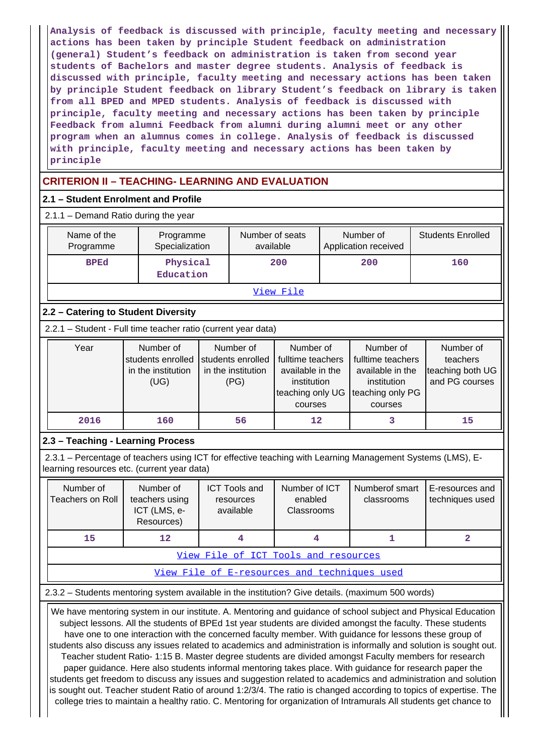Analysis of feedback is discussed with principle, faculty meeting and necessary actions has been taken by principle Student feedback on administration (general) Student's feedback on administration is taken from second year students of Bachelors and master degree students. Analysis of feedback is discussed with principle, faculty meeting and necessary actions has been taken by principle Student feedback on library Student's feedback on library is taken from all BPED and MPED students. Analysis of feedback is discussed with principle, faculty meeting and necessary actions has been taken by principle Feedback from alumni Feedback from alumni during alumni meet or any other program when an alumnus comes in college. Analysis of feedback is discussed with principle, faculty meeting and necessary actions has been taken by principle

## CRITERION II – TEACHING- LEARNING AND EVALUATION

### 2.1 – Student Enrolment and Profile

2.1.1 – Demand Ratio during the year

| Name of the Programme | Programme Specialization | Number of seats available | Number of Application received | Students Enrolled |
|---|---|---|---|---|
| BPEd | Physical Education | 200 | 200 | 160 |
| View File | | | | |

### 2.2 – Catering to Student Diversity

2.2.1 – Student - Full time teacher ratio (current year data)

| Year | Number of students enrolled in the institution (UG) | Number of students enrolled in the institution (PG) | Number of fulltime teachers available in the institution teaching only UG courses | Number of fulltime teachers available in the institution teaching only PG courses | Number of teachers teaching both UG and PG courses |
|---|---|---|---|---|---|
| 2016 | 160 | 56 | 12 | 3 | 15 |

### 2.3 – Teaching - Learning Process

2.3.1 – Percentage of teachers using ICT for effective teaching with Learning Management Systems (LMS), E-learning resources etc. (current year data)

| Number of Teachers on Roll | Number of teachers using ICT (LMS, e-Resources) | ICT Tools and resources available | Number of ICT enabled Classrooms | Numberof smart classrooms | E-resources and techniques used |
|---|---|---|---|---|---|
| 15 | 12 | 4 | 4 | 1 | 2 |
| View File of ICT Tools and resources | | | | | |
| View File of E-resources and techniques used | | | | | |

2.3.2 – Students mentoring system available in the institution? Give details. (maximum 500 words)

We have mentoring system in our institute. A. Mentoring and guidance of school subject and Physical Education subject lessons. All the students of BPEd 1st year students are divided amongst the faculty. These students have one to one interaction with the concerned faculty member. With guidance for lessons these group of students also discuss any issues related to academics and administration is informally and solution is sought out. Teacher student Ratio- 1:15 B. Master degree students are divided amongst Faculty members for research paper guidance. Here also students informal mentoring takes place. With guidance for research paper the students get freedom to discuss any issues and suggestion related to academics and administration and solution is sought out. Teacher student Ratio of around 1:2/3/4. The ratio is changed according to topics of expertise. The college tries to maintain a healthy ratio. C. Mentoring for organization of Intramurals All students get chance to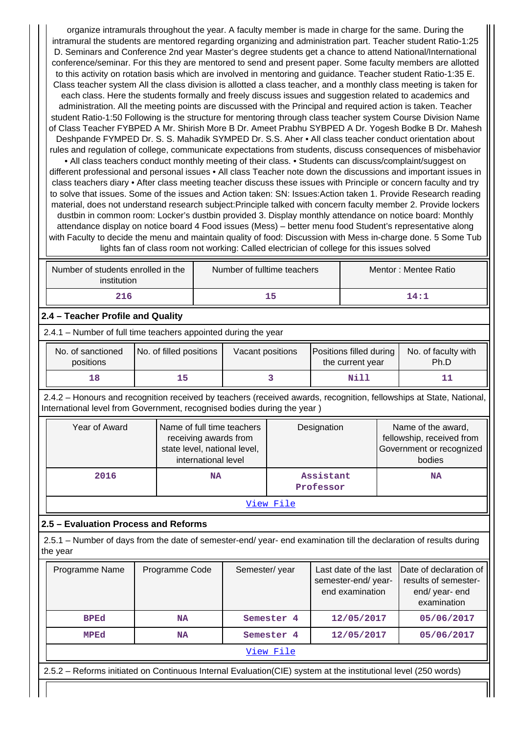organize intramurals throughout the year. A faculty member is made in charge for the same. During the intramural the students are mentored regarding organizing and administration part. Teacher student Ratio-1:25 D. Seminars and Conference 2nd year Master's degree students get a chance to attend National/International conference/seminar. For this they are mentored to send and present paper. Some faculty members are allotted to this activity on rotation basis which are involved in mentoring and guidance. Teacher student Ratio-1:35 E. Class teacher system All the class division is allotted a class teacher, and a monthly class meeting is taken for each class. Here the students formally and freely discuss issues and suggestion related to academics and administration. All the meeting points are discussed with the Principal and required action is taken. Teacher student Ratio-1:50 Following is the structure for mentoring through class teacher system Course Division Name of Class Teacher FYBPED A Mr. Shirish More B Dr. Ameet Prabhu SYBPED A Dr. Yogesh Bodke B Dr. Mahesh Deshpande FYMPED Dr. S. S. Mahadik SYMPED Dr. S.S. Aher • All class teacher conduct orientation about rules and regulation of college, communicate expectations from students, discuss consequences of misbehavior • All class teachers conduct monthly meeting of their class. • Students can discuss/complaint/suggest on different professional and personal issues • All class Teacher note down the discussions and important issues in class teachers diary • After class meeting teacher discuss these issues with Principle or concern faculty and try to solve that issues. Some of the issues and Action taken: SN: Issues:Action taken 1. Provide Research reading material, does not understand research subject:Principle talked with concern faculty member 2. Provide lockers dustbin in common room: Locker's dustbin provided 3. Display monthly attendance on notice board: Monthly attendance display on notice board 4 Food issues (Mess) – better menu food Student's representative along with Faculty to decide the menu and maintain quality of food: Discussion with Mess in-charge done. 5 Some Tub lights fan of class room not working: Called electrician of college for this issues solved

| Number of students enrolled in the institution | Number of fulltime teachers | Mentor : Mentee Ratio |
|---|---|---|
| 216 | 15 | 14:1 |

## 2.4 – Teacher Profile and Quality

2.4.1 – Number of full time teachers appointed during the year

| No. of sanctioned positions | No. of filled positions | Vacant positions | Positions filled during the current year | No. of faculty with Ph.D |
|---|---|---|---|---|
| 18 | 15 | 3 | Nill | 11 |

2.4.2 – Honours and recognition received by teachers (received awards, recognition, fellowships at State, National, International level from Government, recognised bodies during the year )

| Year of Award | Name of full time teachers receiving awards from state level, national level, international level | Designation | Name of the award, fellowship, received from Government or recognized bodies |
|---|---|---|---|
| 2016 | NA | Assistant Professor | NA |
| View File | | | |

## 2.5 – Evaluation Process and Reforms

2.5.1 – Number of days from the date of semester-end/ year- end examination till the declaration of results during the year

| Programme Name | Programme Code | Semester/ year | Last date of the last semester-end/ year- end examination | Date of declaration of results of semester- end/ year- end examination |
|---|---|---|---|---|
| BPEd | NA | Semester 4 | 12/05/2017 | 05/06/2017 |
| MPEd | NA | Semester 4 | 12/05/2017 | 05/06/2017 |
| View File | | | | |

2.5.2 – Reforms initiated on Continuous Internal Evaluation(CIE) system at the institutional level (250 words)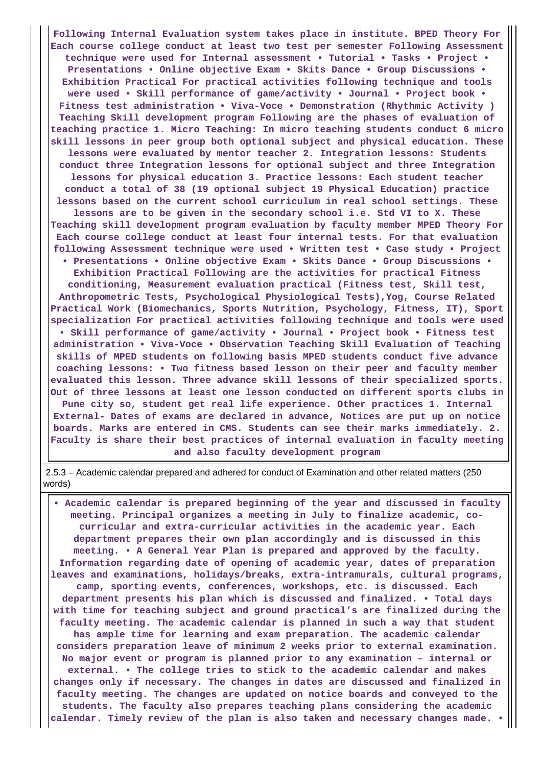**Following Internal Evaluation system takes place in institute. BPED Theory For Each course college conduct at least two test per semester Following Assessment technique were used for Internal assessment • Tutorial • Tasks • Project • Presentations • Online objective Exam • Skits Dance • Group Discussions • Exhibition Practical For practical activities following technique and tools were used • Skill performance of game/activity • Journal • Project book • Fitness test administration • Viva-Voce • Demonstration (Rhythmic Activity ) Teaching Skill development program Following are the phases of evaluation of teaching practice 1. Micro Teaching: In micro teaching students conduct 6 micro skill lessons in peer group both optional subject and physical education. These lessons were evaluated by mentor teacher 2. Integration lessons: Students conduct three Integration lessons for optional subject and three Integration lessons for physical education 3. Practice lessons: Each student teacher conduct a total of 38 (19 optional subject 19 Physical Education) practice lessons based on the current school curriculum in real school settings. These lessons are to be given in the secondary school i.e. Std VI to X. These Teaching skill development program evaluation by faculty member MPED Theory For Each course college conduct at least four internal tests. For that evaluation following Assessment technique were used • Written test • Case study • Project • Presentations • Online objective Exam • Skits Dance • Group Discussions • Exhibition Practical Following are the activities for practical Fitness conditioning, Measurement evaluation practical (Fitness test, Skill test, Anthropometric Tests, Psychological Physiological Tests),Yog, Course Related Practical Work (Biomechanics, Sports Nutrition, Psychology, Fitness, IT), Sport specialization For practical activities following technique and tools were used • Skill performance of game/activity • Journal • Project book • Fitness test administration • Viva-Voce • Observation Teaching Skill Evaluation of Teaching skills of MPED students on following basis MPED students conduct five advance coaching lessons: • Two fitness based lesson on their peer and faculty member evaluated this lesson. Three advance skill lessons of their specialized sports. Out of three lessons at least one lesson conducted on different sports clubs in Pune city so, student get real life experience. Other practices 1. Internal External- Dates of exams are declared in advance, Notices are put up on notice boards. Marks are entered in CMS. Students can see their marks immediately. 2. Faculty is share their best practices of internal evaluation in faculty meeting and also faculty development program**

2.5.3 – Academic calendar prepared and adhered for conduct of Examination and other related matters (250 words)

**• Academic calendar is prepared beginning of the year and discussed in faculty meeting. Principal organizes a meeting in July to finalize academic, co-curricular and extra-curricular activities in the academic year. Each department prepares their own plan accordingly and is discussed in this meeting. • A General Year Plan is prepared and approved by the faculty. Information regarding date of opening of academic year, dates of preparation leaves and examinations, holidays/breaks, extra-intramurals, cultural programs, camp, sporting events, conferences, workshops, etc. is discussed. Each department presents his plan which is discussed and finalized. • Total days with time for teaching subject and ground practical's are finalized during the faculty meeting. The academic calendar is planned in such a way that student has ample time for learning and exam preparation. The academic calendar considers preparation leave of minimum 2 weeks prior to external examination. No major event or program is planned prior to any examination – internal or external. • The college tries to stick to the academic calendar and makes changes only if necessary. The changes in dates are discussed and finalized in faculty meeting. The changes are updated on notice boards and conveyed to the students. The faculty also prepares teaching plans considering the academic calendar. Timely review of the plan is also taken and necessary changes made. •**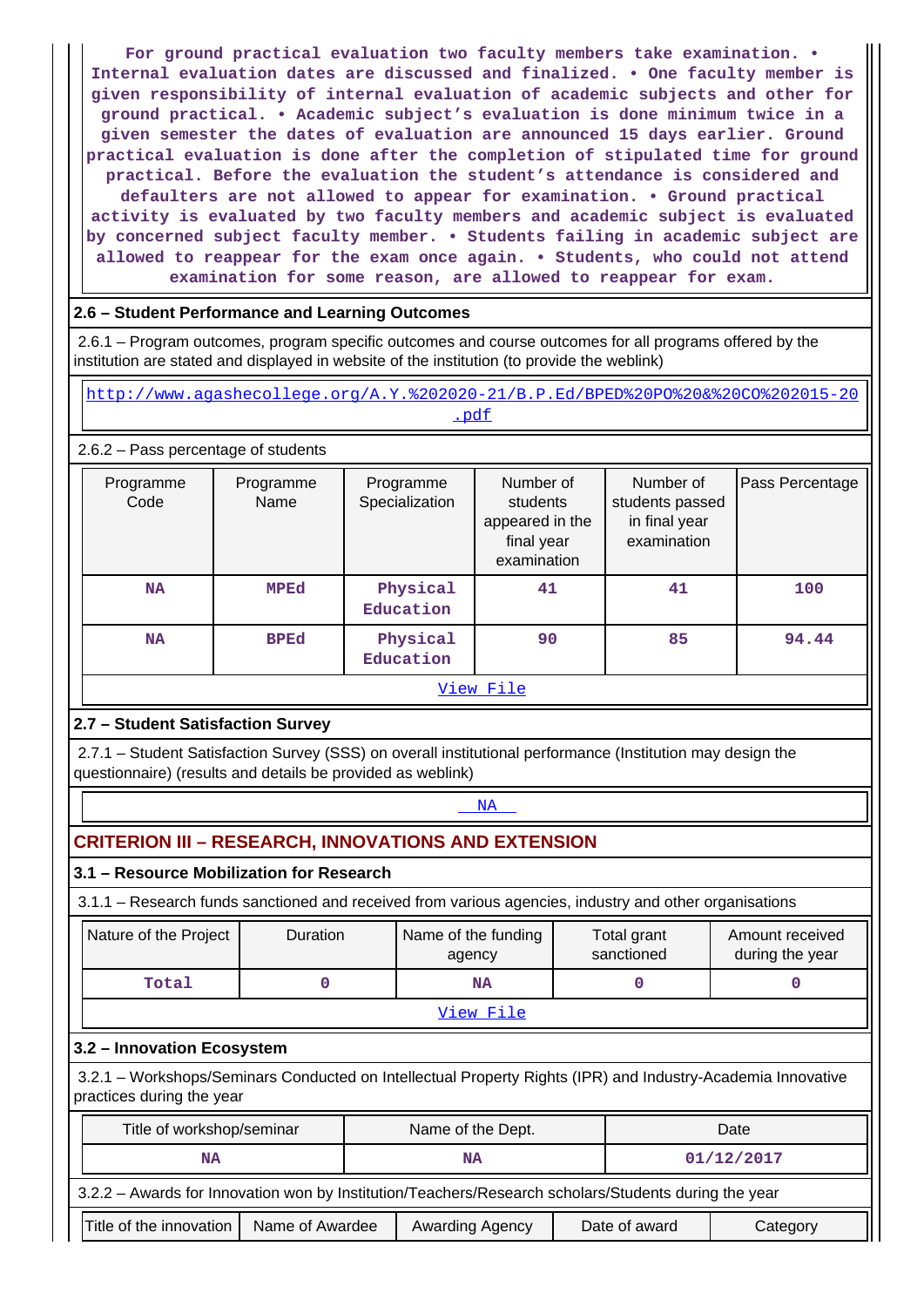For ground practical evaluation two faculty members take examination. • Internal evaluation dates are discussed and finalized. • One faculty member is given responsibility of internal evaluation of academic subjects and other for ground practical. • Academic subject's evaluation is done minimum twice in a given semester the dates of evaluation are announced 15 days earlier. Ground practical evaluation is done after the completion of stipulated time for ground practical. Before the evaluation the student's attendance is considered and defaulters are not allowed to appear for examination. • Ground practical activity is evaluated by two faculty members and academic subject is evaluated by concerned subject faculty member. • Students failing in academic subject are allowed to reappear for the exam once again. • Students, who could not attend examination for some reason, are allowed to reappear for exam.

### 2.6 – Student Performance and Learning Outcomes

2.6.1 – Program outcomes, program specific outcomes and course outcomes for all programs offered by the institution are stated and displayed in website of the institution (to provide the weblink)

http://www.agashecollege.org/A.Y.%202020-21/B.P.Ed/BPED%20PO%20&%20CO%202015-20.pdf

2.6.2 – Pass percentage of students

| Programme Code | Programme Name | Programme Specialization | Number of students appeared in the final year examination | Number of students passed in final year examination | Pass Percentage |
|---|---|---|---|---|---|
| NA | MPEd | Physical Education | 41 | 41 | 100 |
| NA | BPEd | Physical Education | 90 | 85 | 94.44 |

View File

### 2.7 – Student Satisfaction Survey

2.7.1 – Student Satisfaction Survey (SSS) on overall institutional performance (Institution may design the questionnaire) (results and details be provided as weblink)

NA

## CRITERION III – RESEARCH, INNOVATIONS AND EXTENSION

### 3.1 – Resource Mobilization for Research

3.1.1 – Research funds sanctioned and received from various agencies, industry and other organisations

| Nature of the Project | Duration | Name of the funding agency | Total grant sanctioned | Amount received during the year |
|---|---|---|---|---|
| Total | 0 | NA | 0 | 0 |

View File

### 3.2 – Innovation Ecosystem

3.2.1 – Workshops/Seminars Conducted on Intellectual Property Rights (IPR) and Industry-Academia Innovative practices during the year

| Title of workshop/seminar | Name of the Dept. | Date |
|---|---|---|
| NA | NA | 01/12/2017 |

3.2.2 – Awards for Innovation won by Institution/Teachers/Research scholars/Students during the year

| Title of the innovation | Name of Awardee | Awarding Agency | Date of award | Category |
|---|---|---|---|---|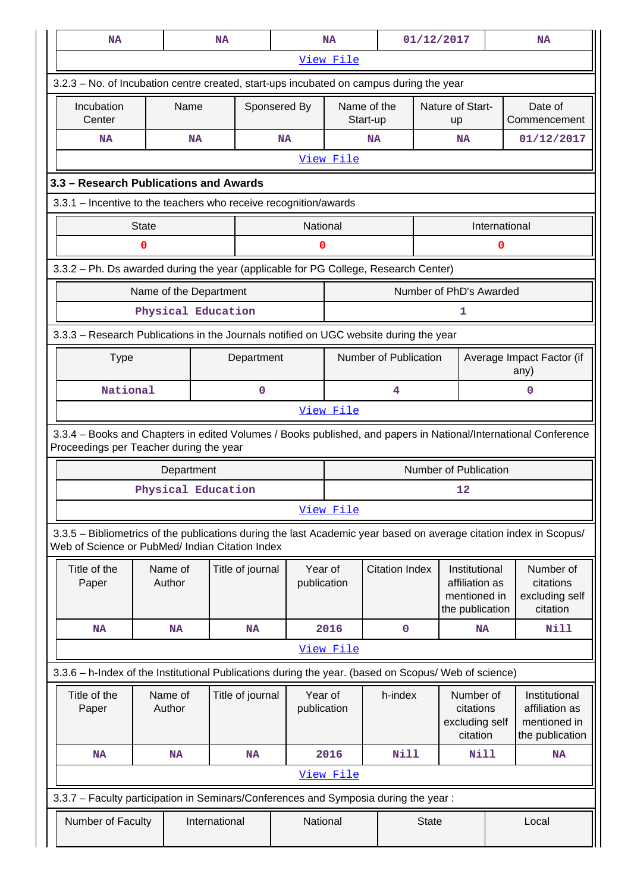| NA | NA | NA | 01/12/2017 | NA |
|---|---|---|---|---|
| View File | | | | |

3.2.3 – No. of Incubation centre created, start-ups incubated on campus during the year

| Incubation Center | Name | Sponsered By | Name of the Start-up | Nature of Start-up | Date of Commencement |
|---|---|---|---|---|---|
| NA | NA | NA | NA | NA | 01/12/2017 |
| View File | | | | | |

### 3.3 – Research Publications and Awards

3.3.1 – Incentive to the teachers who receive recognition/awards

| State | National | International |
|---|---|---|
| 0 | 0 | 0 |

3.3.2 – Ph. Ds awarded during the year (applicable for PG College, Research Center)

| Name of the Department | Number of PhD's Awarded |
|---|---|
| Physical Education | 1 |

3.3.3 – Research Publications in the Journals notified on UGC website during the year

| Type | Department | Number of Publication | Average Impact Factor (if any) |
|---|---|---|---|
| National | 0 | 4 | 0 |
| View File | | | |

3.3.4 – Books and Chapters in edited Volumes / Books published, and papers in National/International Conference Proceedings per Teacher during the year

| Department | Number of Publication |
|---|---|
| Physical Education | 12 |
| View File | |

3.3.5 – Bibliometrics of the publications during the last Academic year based on average citation index in Scopus/ Web of Science or PubMed/ Indian Citation Index

| Title of the Paper | Name of Author | Title of journal | Year of publication | Citation Index | Institutional affiliation as mentioned in the publication | Number of citations excluding self citation |
|---|---|---|---|---|---|---|
| NA | NA | NA | 2016 | 0 | NA | Nill |
| View File | | | | | | |

3.3.6 – h-Index of the Institutional Publications during the year. (based on Scopus/ Web of science)

| Title of the Paper | Name of Author | Title of journal | Year of publication | h-index | Number of citations excluding self citation | Institutional affiliation as mentioned in the publication |
|---|---|---|---|---|---|---|
| NA | NA | NA | 2016 | Nill | Nill | NA |
| View File | | | | | | |

3.3.7 – Faculty participation in Seminars/Conferences and Symposia during the year :

| Number of Faculty | International | National | State | Local |
|---|---|---|---|---|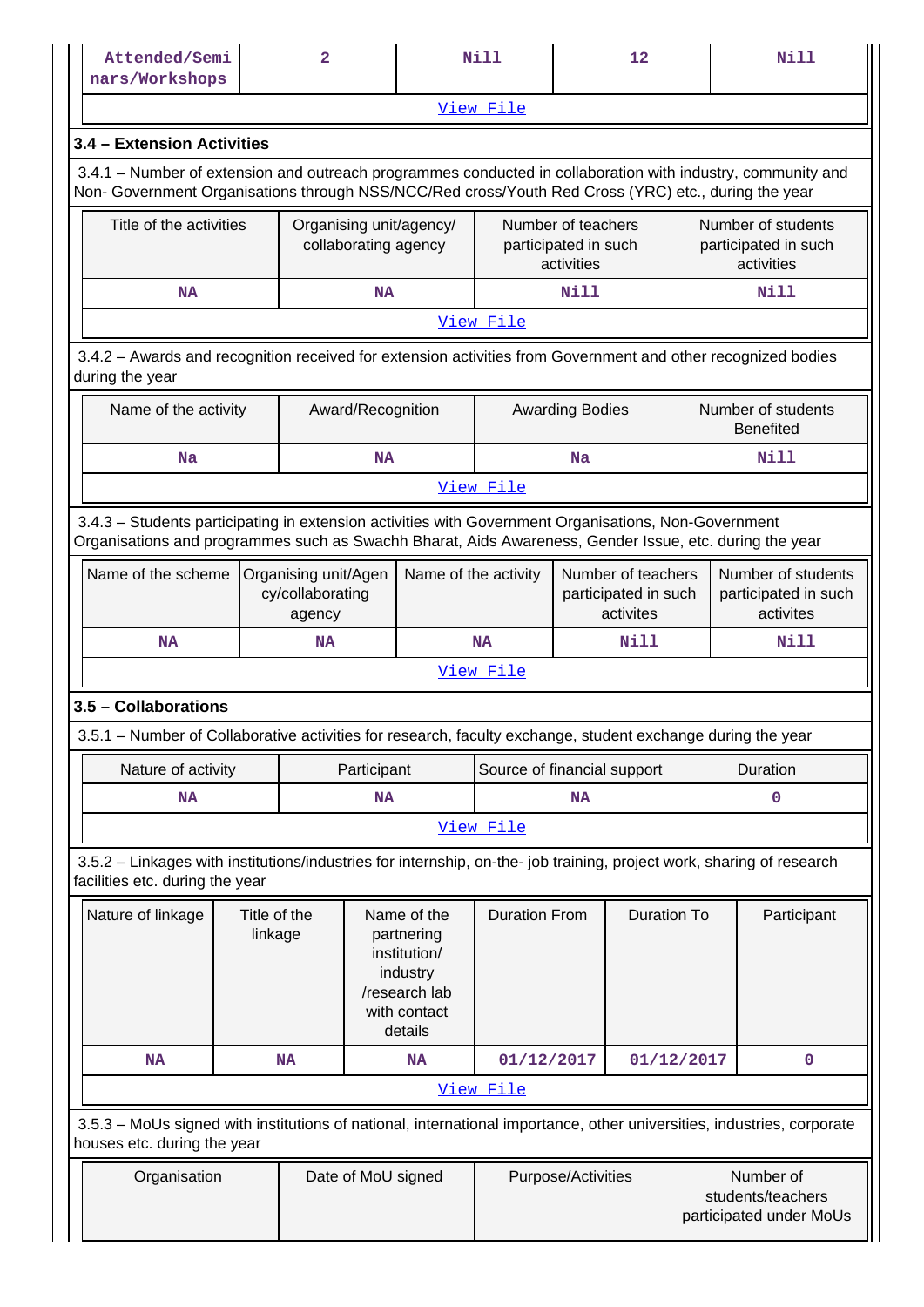| Attended/Seminars/Workshops | 2 | Nill | 12 | Nill |
|---|---|---|---|---|

[View File](#)

### 3.4 – Extension Activities

3.4.1 – Number of extension and outreach programmes conducted in collaboration with industry, community and Non- Government Organisations through NSS/NCC/Red cross/Youth Red Cross (YRC) etc., during the year

| Title of the activities | Organising unit/agency/ collaborating agency | Number of teachers participated in such activities | Number of students participated in such activities |
|---|---|---|---|
| NA | NA | Nill | Nill |

[View File](#)

3.4.2 – Awards and recognition received for extension activities from Government and other recognized bodies during the year

| Name of the activity | Award/Recognition | Awarding Bodies | Number of students Benefited |
|---|---|---|---|
| Na | NA | Na | Nill |

[View File](#)

3.4.3 – Students participating in extension activities with Government Organisations, Non-Government Organisations and programmes such as Swachh Bharat, Aids Awareness, Gender Issue, etc. during the year

| Name of the scheme | Organising unit/Agency/collaborating agency | Name of the activity | Number of teachers participated in such activites | Number of students participated in such activites |
|---|---|---|---|---|
| NA | NA | NA | Nill | Nill |

[View File](#)

### 3.5 – Collaborations

3.5.1 – Number of Collaborative activities for research, faculty exchange, student exchange during the year

| Nature of activity | Participant | Source of financial support | Duration |
|---|---|---|---|
| NA | NA | NA | 0 |

[View File](#)

3.5.2 – Linkages with institutions/industries for internship, on-the- job training, project work, sharing of research facilities etc. during the year

| Nature of linkage | Title of the linkage | Name of the partnering institution/ industry /research lab with contact details | Duration From | Duration To | Participant |
|---|---|---|---|---|---|
| NA | NA | NA | 01/12/2017 | 01/12/2017 | 0 |

[View File](#)

3.5.3 – MoUs signed with institutions of national, international importance, other universities, industries, corporate houses etc. during the year

| Organisation | Date of MoU signed | Purpose/Activities | Number of students/teachers participated under MoUs |
|---|---|---|---|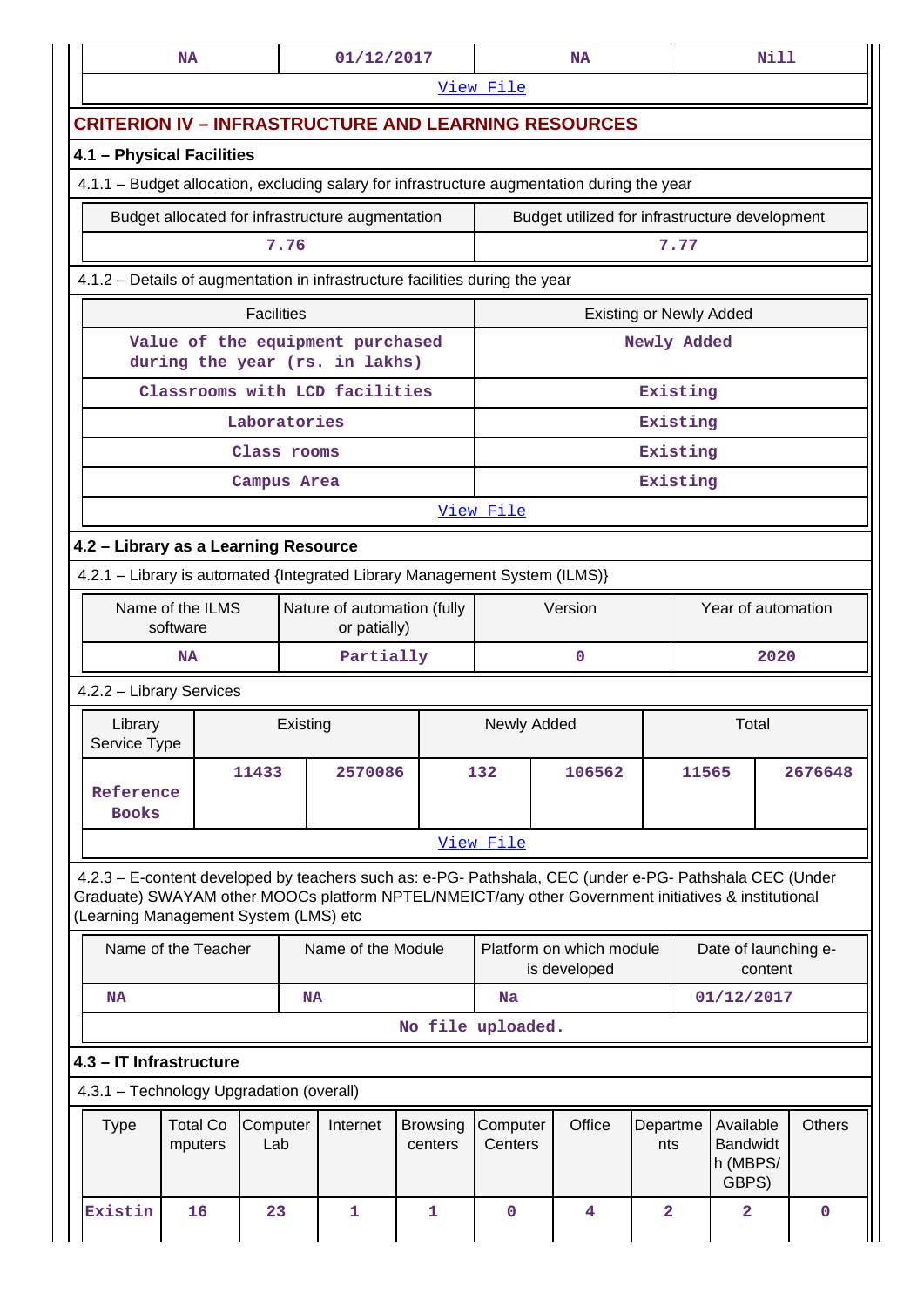| NA | 01/12/2017 | NA | Nill |
|---|---|---|---|
| View File | | | |

## CRITERION IV – INFRASTRUCTURE AND LEARNING RESOURCES

### 4.1 – Physical Facilities

4.1.1 – Budget allocation, excluding salary for infrastructure augmentation during the year

| Budget allocated for infrastructure augmentation | Budget utilized for infrastructure development |
|---|---|
| 7.76 | 7.77 |

4.1.2 – Details of augmentation in infrastructure facilities during the year

| Facilities | Existing or Newly Added |
|---|---|
| Value of the equipment purchased during the year (rs. in lakhs) | Newly Added |
| Classrooms with LCD facilities | Existing |
| Laboratories | Existing |
| Class rooms | Existing |
| Campus Area | Existing |
| View File | |

### 4.2 – Library as a Learning Resource

4.2.1 – Library is automated {Integrated Library Management System (ILMS)}

| Name of the ILMS software | Nature of automation (fully or patially) | Version | Year of automation |
|---|---|---|---|
| NA | Partially | 0 | 2020 |

4.2.2 – Library Services

| Library Service Type | Existing | | Newly Added | | Total | |
|---|---|---|---|---|---|---|
| Reference Books | 11433 | 2570086 | 132 | 106562 | 11565 | 2676648 |
| View File | | | | | | |

4.2.3 – E-content developed by teachers such as: e-PG- Pathshala, CEC (under e-PG- Pathshala CEC (Under Graduate) SWAYAM other MOOCs platform NPTEL/NMEICT/any other Government initiatives & institutional (Learning Management System (LMS) etc

| Name of the Teacher | Name of the Module | Platform on which module is developed | Date of launching e-content |
|---|---|---|---|
| NA | NA | Na | 01/12/2017 |
| No file uploaded. | | | |

### 4.3 – IT Infrastructure

4.3.1 – Technology Upgradation (overall)

| Type | Total Computers | Computer Lab | Internet | Browsing centers | Computer Centers | Office | Departments | Available Bandwidth (MBPS/ GBPS) | Others |
|---|---|---|---|---|---|---|---|---|---|
| Existin | 16 | 23 | 1 | 1 | 0 | 4 | 2 | 2 | 0 |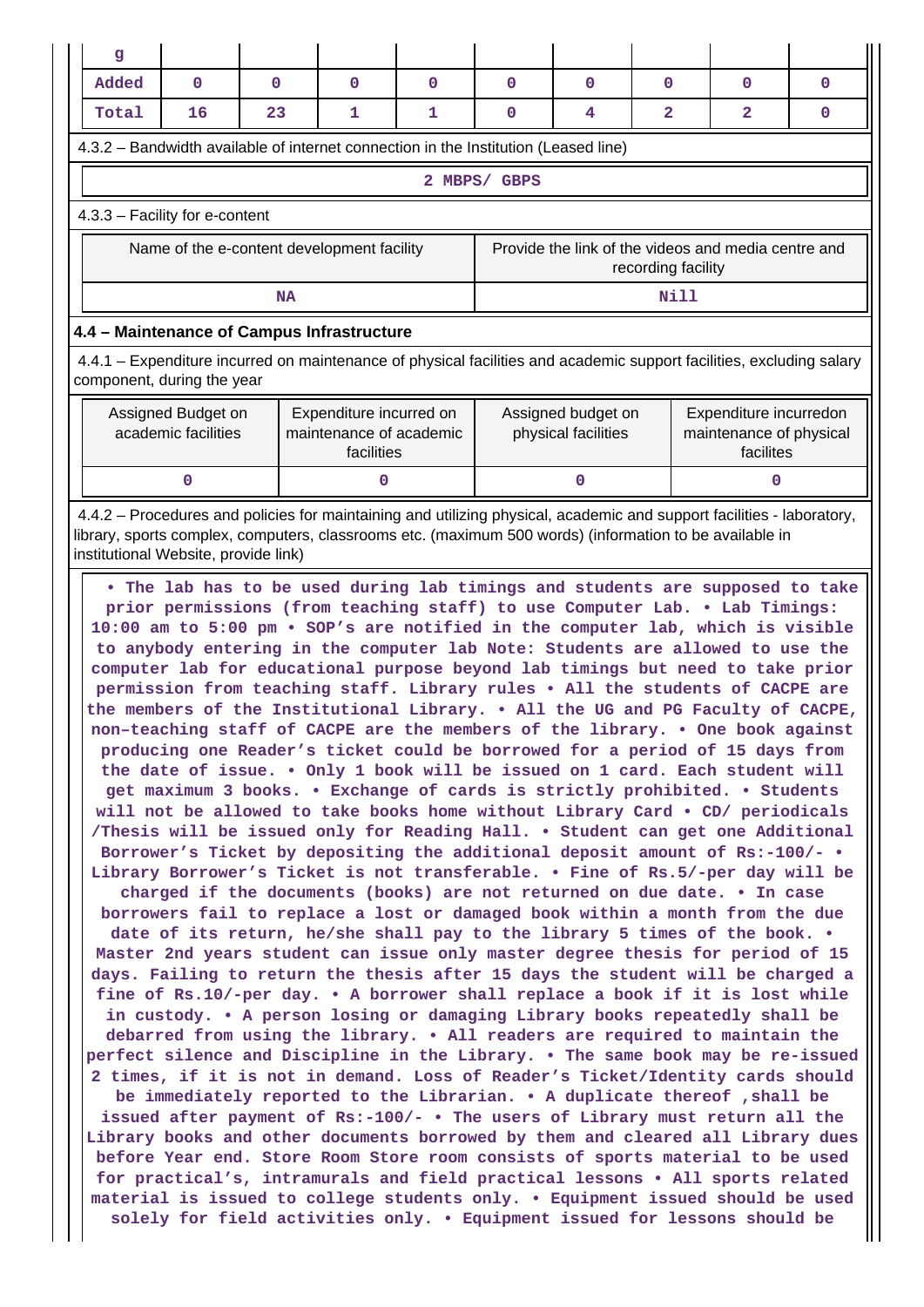| g | | | | | | | | | |
|---|---|---|---|---|---|---|---|---|---|
| Added | 0 | 0 | 0 | 0 | 0 | 0 | 0 | 0 | 0 |
| Total | 16 | 23 | 1 | 1 | 0 | 4 | 2 | 2 | 0 |

4.3.2 – Bandwidth available of internet connection in the Institution (Leased line)

**2 MBPS/ GBPS**

4.3.3 – Facility for e-content

| Name of the e-content development facility | Provide the link of the videos and media centre and recording facility |
|---|---|
| NA | Nill |

**4.4 – Maintenance of Campus Infrastructure**

4.4.1 – Expenditure incurred on maintenance of physical facilities and academic support facilities, excluding salary component, during the year

| Assigned Budget on academic facilities | Expenditure incurred on maintenance of academic facilities | Assigned budget on physical facilities | Expenditure incurredon maintenance of physical facilites |
|---|---|---|---|
| 0 | 0 | 0 | 0 |

4.4.2 – Procedures and policies for maintaining and utilizing physical, academic and support facilities - laboratory, library, sports complex, computers, classrooms etc. (maximum 500 words) (information to be available in institutional Website, provide link)

**• The lab has to be used during lab timings and students are supposed to take prior permissions (from teaching staff) to use Computer Lab. • Lab Timings: 10:00 am to 5:00 pm • SOP's are notified in the computer lab, which is visible to anybody entering in the computer lab Note: Students are allowed to use the computer lab for educational purpose beyond lab timings but need to take prior permission from teaching staff. Library rules • All the students of CACPE are the members of the Institutional Library. • All the UG and PG Faculty of CACPE, non–teaching staff of CACPE are the members of the library. • One book against producing one Reader's ticket could be borrowed for a period of 15 days from the date of issue. • Only 1 book will be issued on 1 card. Each student will get maximum 3 books. • Exchange of cards is strictly prohibited. • Students will not be allowed to take books home without Library Card • CD/ periodicals /Thesis will be issued only for Reading Hall. • Student can get one Additional Borrower's Ticket by depositing the additional deposit amount of Rs:-100/- • Library Borrower's Ticket is not transferable. • Fine of Rs.5/-per day will be charged if the documents (books) are not returned on due date. • In case borrowers fail to replace a lost or damaged book within a month from the due date of its return, he/she shall pay to the library 5 times of the book. • Master 2nd years student can issue only master degree thesis for period of 15 days. Failing to return the thesis after 15 days the student will be charged a fine of Rs.10/-per day. • A borrower shall replace a book if it is lost while in custody. • A person losing or damaging Library books repeatedly shall be debarred from using the library. • All readers are required to maintain the perfect silence and Discipline in the Library. • The same book may be re-issued 2 times, if it is not in demand. Loss of Reader's Ticket/Identity cards should be immediately reported to the Librarian. • A duplicate thereof ,shall be issued after payment of Rs:-100/- • The users of Library must return all the Library books and other documents borrowed by them and cleared all Library dues before Year end. Store Room Store room consists of sports material to be used for practical's, intramurals and field practical lessons • All sports related material is issued to college students only. • Equipment issued should be used solely for field activities only. • Equipment issued for lessons should be**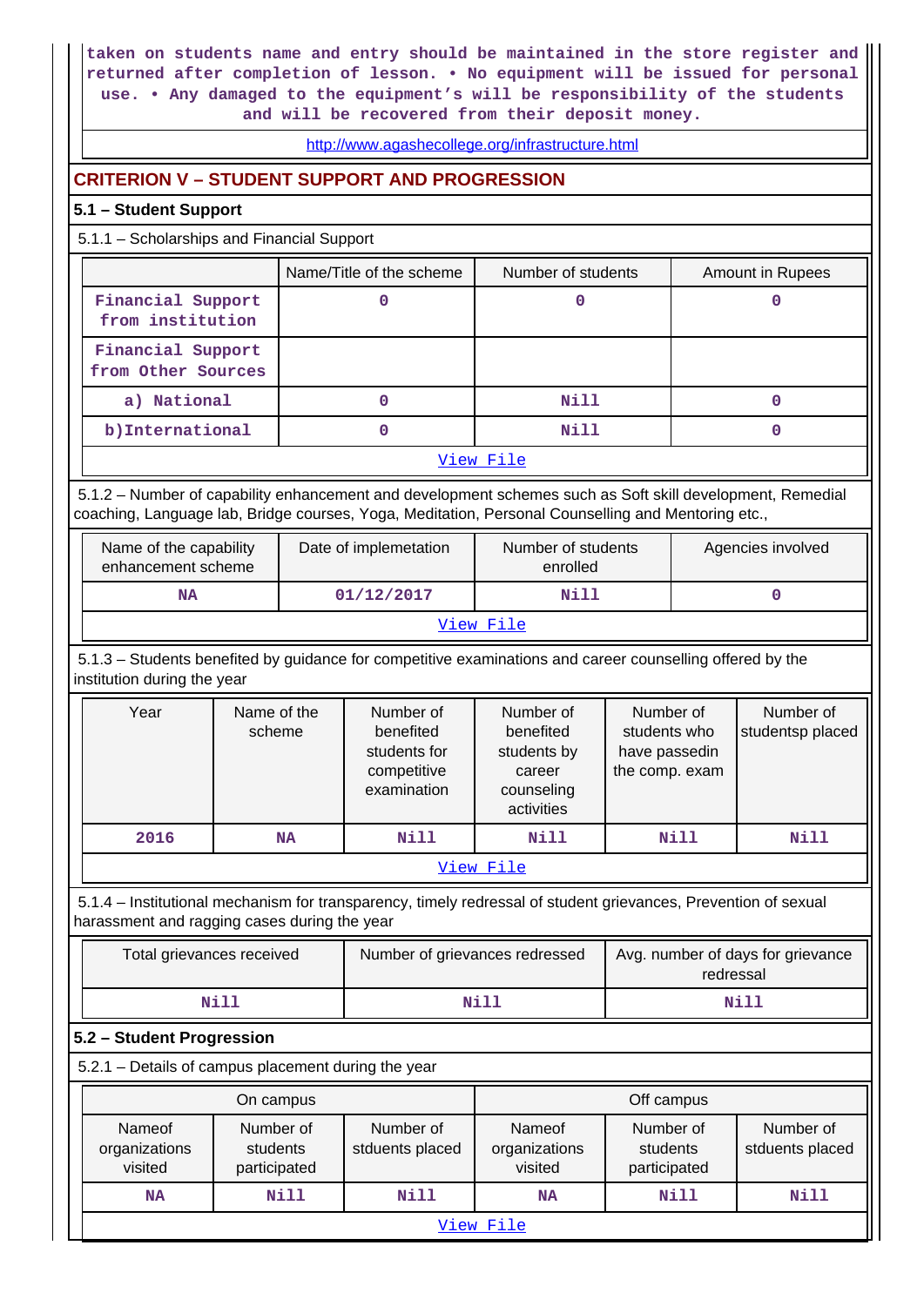taken on students name and entry should be maintained in the store register and returned after completion of lesson. • No equipment will be issued for personal use. • Any damaged to the equipment's will be responsibility of the students and will be recovered from their deposit money.

http://www.agashecollege.org/infrastructure.html

## CRITERION V – STUDENT SUPPORT AND PROGRESSION

### 5.1 – Student Support

5.1.1 – Scholarships and Financial Support

| | Name/Title of the scheme | Number of students | Amount in Rupees |
|---|---|---|---|
| Financial Support from institution | 0 | 0 | 0 |
| Financial Support from Other Sources | | | |
| a) National | 0 | Nill | 0 |
| b)International | 0 | Nill | 0 |
| View File | | | |

5.1.2 – Number of capability enhancement and development schemes such as Soft skill development, Remedial coaching, Language lab, Bridge courses, Yoga, Meditation, Personal Counselling and Mentoring etc.,

| Name of the capability enhancement scheme | Date of implemetation | Number of students enrolled | Agencies involved |
|---|---|---|---|
| NA | 01/12/2017 | Nill | 0 |
| View File | | | |

5.1.3 – Students benefited by guidance for competitive examinations and career counselling offered by the institution during the year

| Year | Name of the scheme | Number of benefited students for competitive examination | Number of benefited students by career counseling activities | Number of students who have passedin the comp. exam | Number of studentsp placed |
|---|---|---|---|---|---|
| 2016 | NA | Nill | Nill | Nill | Nill |
| View File | | | | | |

5.1.4 – Institutional mechanism for transparency, timely redressal of student grievances, Prevention of sexual harassment and ragging cases during the year

| Total grievances received | Number of grievances redressed | Avg. number of days for grievance redressal |
|---|---|---|
| Nill | Nill | Nill |

### 5.2 – Student Progression

5.2.1 – Details of campus placement during the year

| On campus | | | Off campus | | |
|---|---|---|---|---|---|
| Nameof organizations visited | Number of students participated | Number of stduents placed | Nameof organizations visited | Number of students participated | Number of stduents placed |
| NA | Nill | Nill | NA | Nill | Nill |
| View File | | | | | |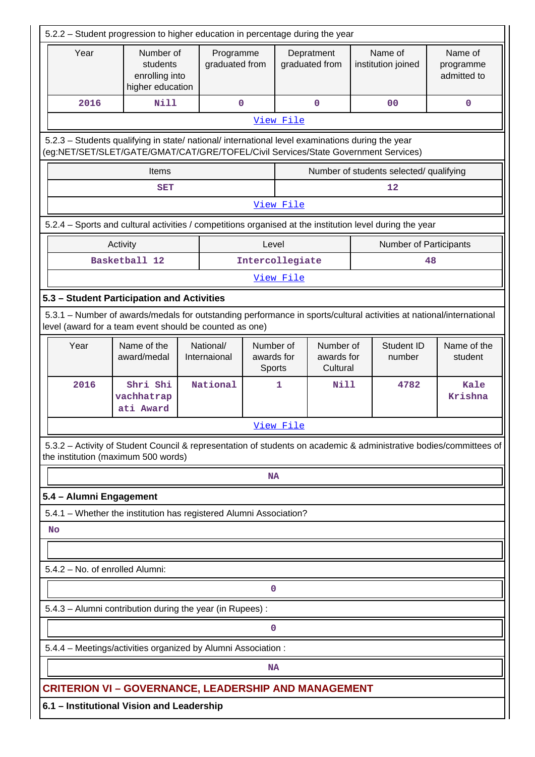5.2.2 – Student progression to higher education in percentage during the year

| Year | Number of students enrolling into higher education | Programme graduated from | Depratment graduated from | Name of institution joined | Name of programme admitted to |
|---|---|---|---|---|---|
| 2016 | Nill | 0 | 0 | 00 | 0 |

View File

5.2.3 – Students qualifying in state/ national/ international level examinations during the year (eg:NET/SET/SLET/GATE/GMAT/CAT/GRE/TOFEL/Civil Services/State Government Services)

| Items | Number of students selected/ qualifying |
|---|---|
| SET | 12 |

View File

5.2.4 – Sports and cultural activities / competitions organised at the institution level during the year

| Activity | Level | Number of Participants |
|---|---|---|
| Basketball 12 | Intercollegiate | 48 |

View File

**5.3 – Student Participation and Activities**

5.3.1 – Number of awards/medals for outstanding performance in sports/cultural activities at national/international level (award for a team event should be counted as one)

| Year | Name of the award/medal | National/ Internaional | Number of awards for Sports | Number of awards for Cultural | Student ID number | Name of the student |
|---|---|---|---|---|---|---|
| 2016 | Shri Shi vachhatrapati Award | National | 1 | Nill | 4782 | Kale Krishna |

View File

5.3.2 – Activity of Student Council & representation of students on academic & administrative bodies/committees of the institution (maximum 500 words)

NA

**5.4 – Alumni Engagement**

5.4.1 – Whether the institution has registered Alumni Association?

No

5.4.2 – No. of enrolled Alumni:

0

5.4.3 – Alumni contribution during the year (in Rupees) :

0

5.4.4 – Meetings/activities organized by Alumni Association :

NA

## CRITERION VI – GOVERNANCE, LEADERSHIP AND MANAGEMENT

**6.1 – Institutional Vision and Leadership**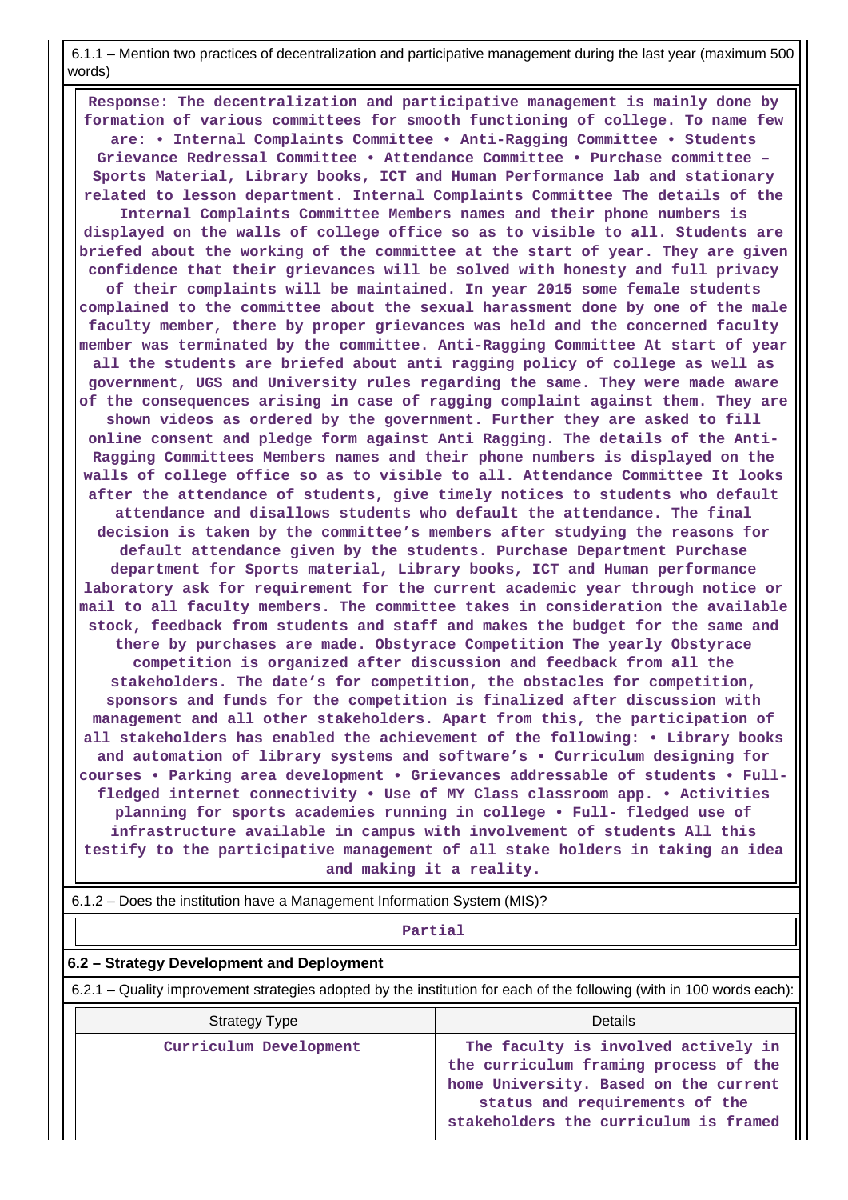6.1.1 – Mention two practices of decentralization and participative management during the last year (maximum 500 words)

**Response: The decentralization and participative management is mainly done by formation of various committees for smooth functioning of college. To name few are: • Internal Complaints Committee • Anti-Ragging Committee • Students Grievance Redressal Committee • Attendance Committee • Purchase committee – Sports Material, Library books, ICT and Human Performance lab and stationary related to lesson department. Internal Complaints Committee The details of the Internal Complaints Committee Members names and their phone numbers is displayed on the walls of college office so as to visible to all. Students are briefed about the working of the committee at the start of year. They are given confidence that their grievances will be solved with honesty and full privacy of their complaints will be maintained. In year 2015 some female students complained to the committee about the sexual harassment done by one of the male faculty member, there by proper grievances was held and the concerned faculty member was terminated by the committee. Anti-Ragging Committee At start of year all the students are briefed about anti ragging policy of college as well as government, UGS and University rules regarding the same. They were made aware of the consequences arising in case of ragging complaint against them. They are shown videos as ordered by the government. Further they are asked to fill online consent and pledge form against Anti Ragging. The details of the Anti-Ragging Committees Members names and their phone numbers is displayed on the walls of college office so as to visible to all. Attendance Committee It looks after the attendance of students, give timely notices to students who default attendance and disallows students who default the attendance. The final decision is taken by the committee's members after studying the reasons for default attendance given by the students. Purchase Department Purchase department for Sports material, Library books, ICT and Human performance laboratory ask for requirement for the current academic year through notice or mail to all faculty members. The committee takes in consideration the available stock, feedback from students and staff and makes the budget for the same and there by purchases are made. Obstyrace Competition The yearly Obstyrace competition is organized after discussion and feedback from all the stakeholders. The date's for competition, the obstacles for competition, sponsors and funds for the competition is finalized after discussion with management and all other stakeholders. Apart from this, the participation of all stakeholders has enabled the achievement of the following: • Library books and automation of library systems and software's • Curriculum designing for courses • Parking area development • Grievances addressable of students • Full-fledged internet connectivity • Use of MY Class classroom app. • Activities planning for sports academies running in college • Full- fledged use of infrastructure available in campus with involvement of students All this testify to the participative management of all stake holders in taking an idea and making it a reality.**

6.1.2 – Does the institution have a Management Information System (MIS)?

**Partial**

## 6.2 – Strategy Development and Deployment

6.2.1 – Quality improvement strategies adopted by the institution for each of the following (with in 100 words each):

| Strategy Type | Details |
|---|---|
| Curriculum Development | The faculty is involved actively in the curriculum framing process of the home University. Based on the current status and requirements of the stakeholders the curriculum is framed |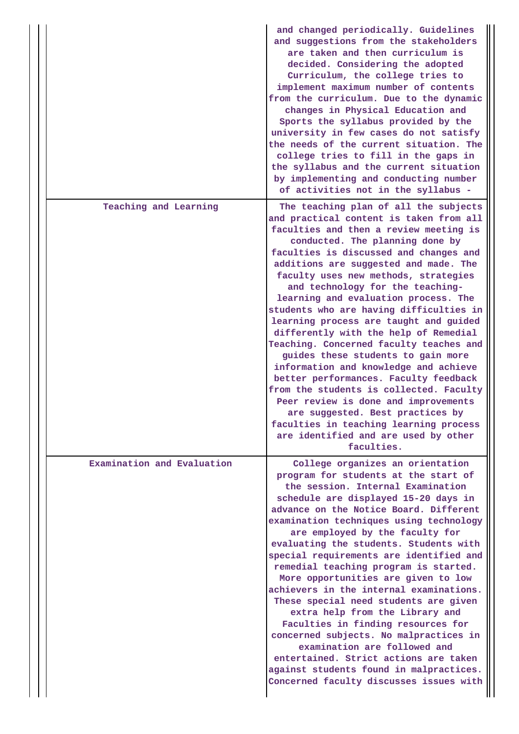| | |
|---|---|
| | and changed periodically. Guidelines and suggestions from the stakeholders are taken and then curriculum is decided. Considering the adopted Curriculum, the college tries to implement maximum number of contents from the curriculum. Due to the dynamic changes in Physical Education and Sports the syllabus provided by the university in few cases do not satisfy the needs of the current situation. The college tries to fill in the gaps in the syllabus and the current situation by implementing and conducting number of activities not in the syllabus - |
| Teaching and Learning | The teaching plan of all the subjects and practical content is taken from all faculties and then a review meeting is conducted. The planning done by faculties is discussed and changes and additions are suggested and made. The faculty uses new methods, strategies and technology for the teaching-learning and evaluation process. The students who are having difficulties in learning process are taught and guided differently with the help of Remedial Teaching. Concerned faculty teaches and guides these students to gain more information and knowledge and achieve better performances. Faculty feedback from the students is collected. Faculty Peer review is done and improvements are suggested. Best practices by faculties in teaching learning process are identified and are used by other faculties. |
| Examination and Evaluation | College organizes an orientation program for students at the start of the session. Internal Examination schedule are displayed 15-20 days in advance on the Notice Board. Different examination techniques using technology are employed by the faculty for evaluating the students. Students with special requirements are identified and remedial teaching program is started. More opportunities are given to low achievers in the internal examinations. These special need students are given extra help from the Library and Faculties in finding resources for concerned subjects. No malpractices in examination are followed and entertained. Strict actions are taken against students found in malpractices. Concerned faculty discusses issues with |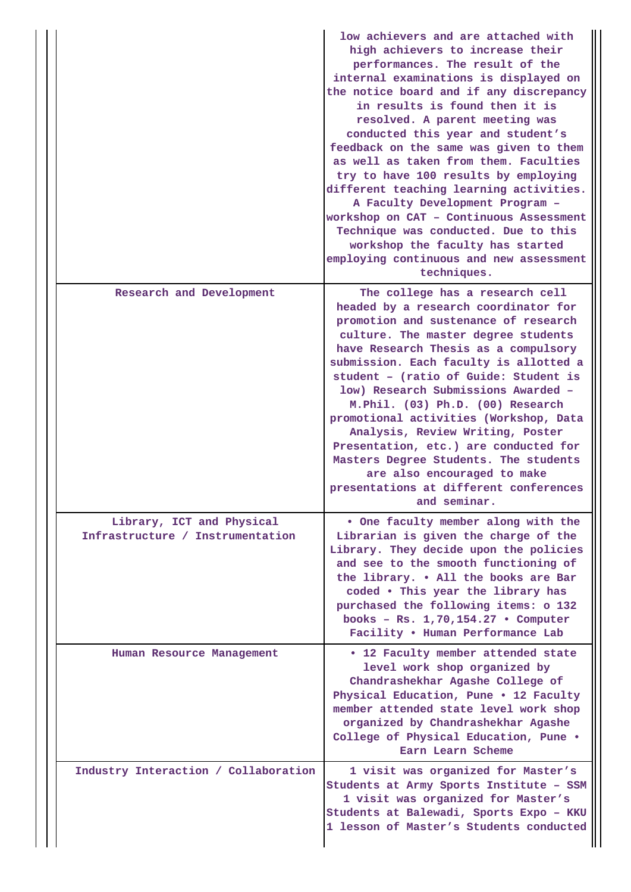| | |
|---|---|
| | low achievers and are attached with high achievers to increase their performances. The result of the internal examinations is displayed on the notice board and if any discrepancy in results is found then it is resolved. A parent meeting was conducted this year and student's feedback on the same was given to them as well as taken from them. Faculties try to have 100 results by employing different teaching learning activities. A Faculty Development Program – workshop on CAT – Continuous Assessment Technique was conducted. Due to this workshop the faculty has started employing continuous and new assessment techniques. |
| Research and Development | The college has a research cell headed by a research coordinator for promotion and sustenance of research culture. The master degree students have Research Thesis as a compulsory submission. Each faculty is allotted a student – (ratio of Guide: Student is low) Research Submissions Awarded – M.Phil. (03) Ph.D. (00) Research promotional activities (Workshop, Data Analysis, Review Writing, Poster Presentation, etc.) are conducted for Masters Degree Students. The students are also encouraged to make presentations at different conferences and seminar. |
| Library, ICT and Physical Infrastructure / Instrumentation | • One faculty member along with the Librarian is given the charge of the Library. They decide upon the policies and see to the smooth functioning of the library. • All the books are Bar coded • This year the library has purchased the following items: o 132 books – Rs. 1,70,154.27 • Computer Facility • Human Performance Lab |
| Human Resource Management | • 12 Faculty member attended state level work shop organized by Chandrashekhar Agashe College of Physical Education, Pune • 12 Faculty member attended state level work shop organized by Chandrashekhar Agashe College of Physical Education, Pune • Earn Learn Scheme |
| Industry Interaction / Collaboration | 1 visit was organized for Master's Students at Army Sports Institute – SSM 1 visit was organized for Master's Students at Balewadi, Sports Expo – KKU 1 lesson of Master's Students conducted |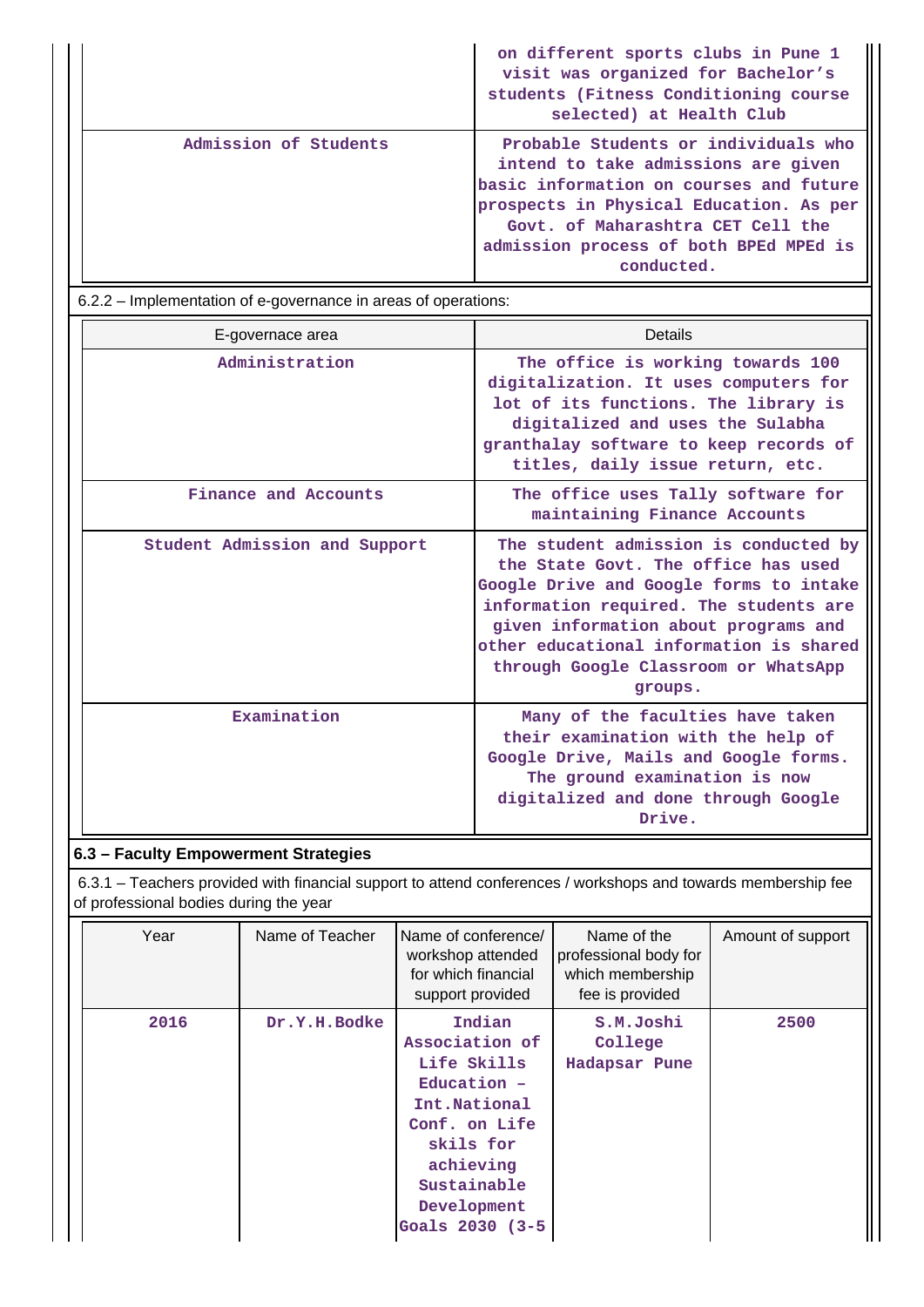| | |
|---|---|
| | on different sports clubs in Pune 1 visit was organized for Bachelor's students (Fitness Conditioning course selected) at Health Club |
| Admission of Students | Probable Students or individuals who intend to take admissions are given basic information on courses and future prospects in Physical Education. As per Govt. of Maharashtra CET Cell the admission process of both BPEd MPEd is conducted. |

6.2.2 – Implementation of e-governance in areas of operations:

| E-governace area | Details |
|---|---|
| Administration | The office is working towards 100 digitalization. It uses computers for lot of its functions. The library is digitalized and uses the Sulabha granthalay software to keep records of titles, daily issue return, etc. |
| Finance and Accounts | The office uses Tally software for maintaining Finance Accounts |
| Student Admission and Support | The student admission is conducted by the State Govt. The office has used Google Drive and Google forms to intake information required. The students are given information about programs and other educational information is shared through Google Classroom or WhatsApp groups. |
| Examination | Many of the faculties have taken their examination with the help of Google Drive, Mails and Google forms. The ground examination is now digitalized and done through Google Drive. |

## 6.3 – Faculty Empowerment Strategies

6.3.1 – Teachers provided with financial support to attend conferences / workshops and towards membership fee of professional bodies during the year

| Year | Name of Teacher | Name of conference/ workshop attended for which financial support provided | Name of the professional body for which membership fee is provided | Amount of support |
|---|---|---|---|---|
| 2016 | Dr.Y.H.Bodke | Indian Association of Life Skills Education – Int.National Conf. on Life skils for achieving Sustainable Development Goals 2030 (3-5 | S.M.Joshi College Hadapsar Pune | 2500 |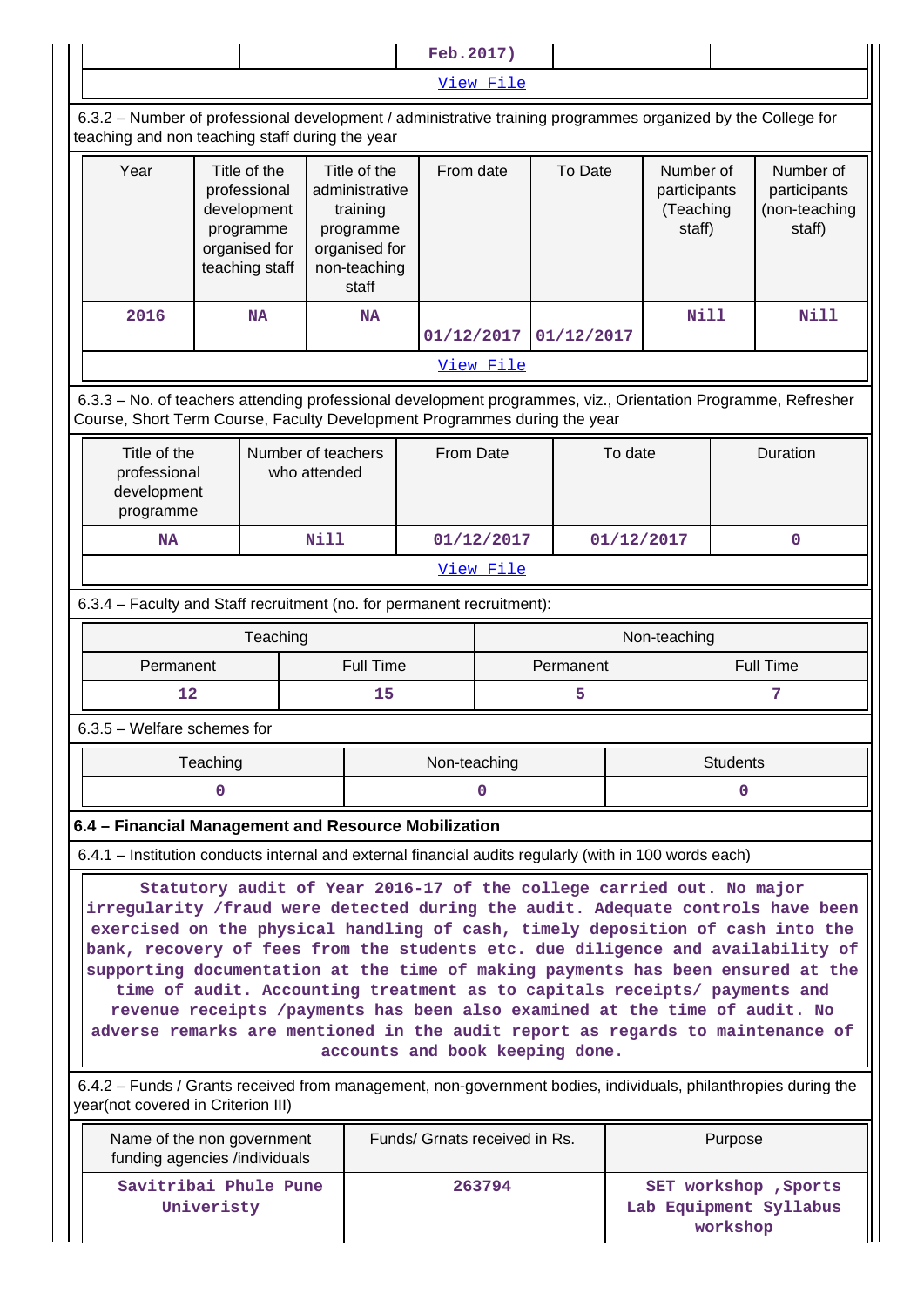| | | Feb.2017) | | |
|---|---|---|---|---|

View File

6.3.2 – Number of professional development / administrative training programmes organized by the College for teaching and non teaching staff during the year

| Year | Title of the professional development programme organised for teaching staff | Title of the administrative training programme organised for non-teaching staff | From date | To Date | Number of participants (Teaching staff) | Number of participants (non-teaching staff) |
|---|---|---|---|---|---|---|
| 2016 | NA | NA | 01/12/2017 | 01/12/2017 | Nill | Nill |

View File

6.3.3 – No. of teachers attending professional development programmes, viz., Orientation Programme, Refresher Course, Short Term Course, Faculty Development Programmes during the year

| Title of the professional development programme | Number of teachers who attended | From Date | To date | Duration |
|---|---|---|---|---|
| NA | Nill | 01/12/2017 | 01/12/2017 | 0 |

View File

6.3.4 – Faculty and Staff recruitment (no. for permanent recruitment):

| Teaching | | Non-teaching | |
|---|---|---|---|
| Permanent | Full Time | Permanent | Full Time |
| 12 | 15 | 5 | 7 |

6.3.5 – Welfare schemes for

| Teaching | Non-teaching | Students |
|---|---|---|
| 0 | 0 | 0 |

**6.4 – Financial Management and Resource Mobilization**

6.4.1 – Institution conducts internal and external financial audits regularly (with in 100 words each)

Statutory audit of Year 2016-17 of the college carried out. No major irregularity /fraud were detected during the audit. Adequate controls have been exercised on the physical handling of cash, timely deposition of cash into the bank, recovery of fees from the students etc. due diligence and availability of supporting documentation at the time of making payments has been ensured at the time of audit. Accounting treatment as to capitals receipts/ payments and revenue receipts /payments has been also examined at the time of audit. No adverse remarks are mentioned in the audit report as regards to maintenance of accounts and book keeping done.

6.4.2 – Funds / Grants received from management, non-government bodies, individuals, philanthropies during the year(not covered in Criterion III)

| Name of the non government funding agencies /individuals | Funds/ Grnats received in Rs. | Purpose |
|---|---|---|
| Savitribai Phule Pune Univeristy | 263794 | SET workshop ,Sports Lab Equipment Syllabus workshop |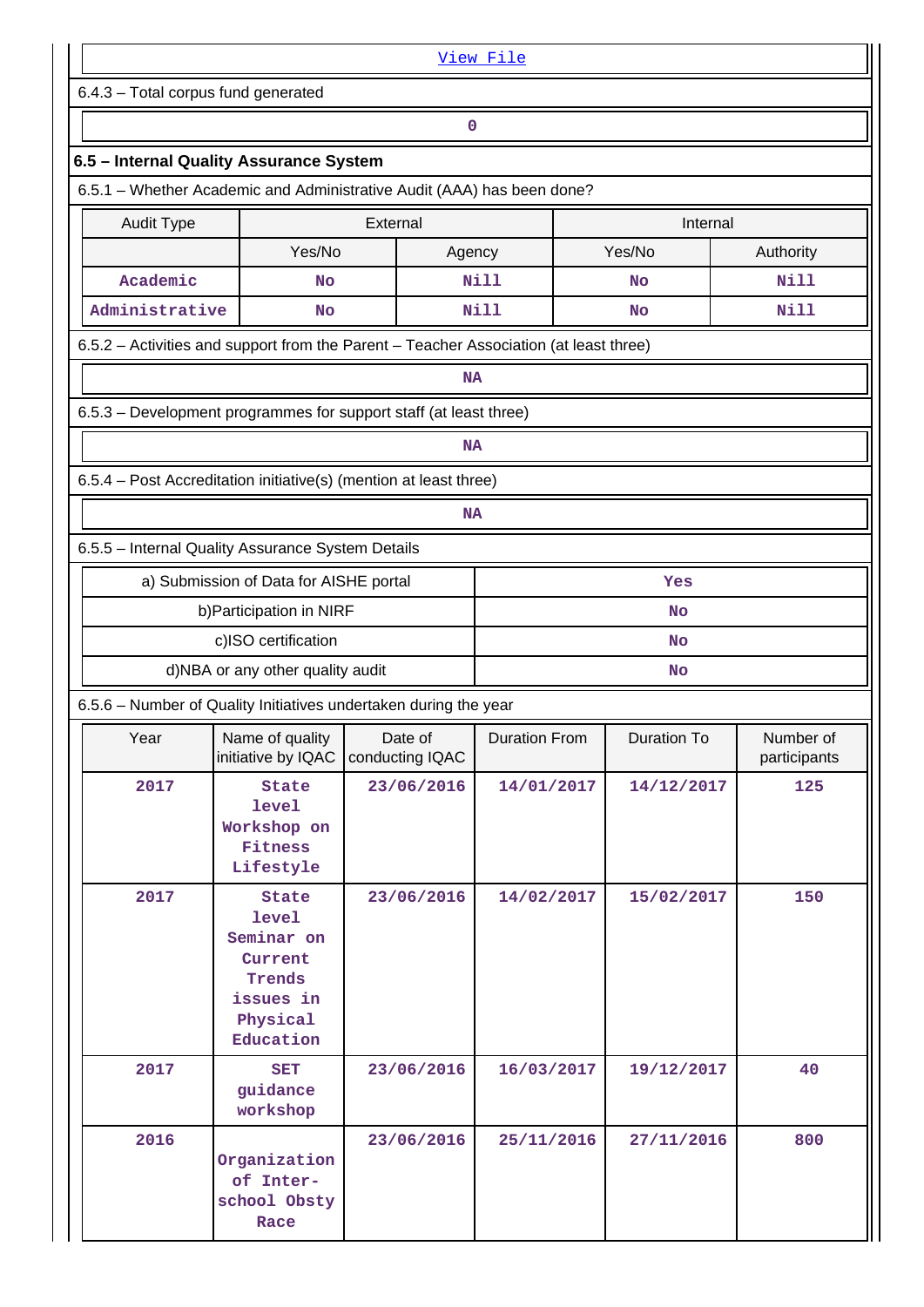View File

6.4.3 – Total corpus fund generated

0

## 6.5 – Internal Quality Assurance System

6.5.1 – Whether Academic and Administrative Audit (AAA) has been done?

| Audit Type | External | | Internal | |
|---|---|---|---|---|
| | Yes/No | Agency | Yes/No | Authority |
| Academic | No | Nill | No | Nill |
| Administrative | No | Nill | No | Nill |

6.5.2 – Activities and support from the Parent – Teacher Association (at least three)

NA

6.5.3 – Development programmes for support staff (at least three)

NA

6.5.4 – Post Accreditation initiative(s) (mention at least three)

NA

6.5.5 – Internal Quality Assurance System Details

| | |
|---|---|
| a) Submission of Data for AISHE portal | Yes |
| b)Participation in NIRF | No |
| c)ISO certification | No |
| d)NBA or any other quality audit | No |

6.5.6 – Number of Quality Initiatives undertaken during the year

| Year | Name of quality initiative by IQAC | Date of conducting IQAC | Duration From | Duration To | Number of participants |
|---|---|---|---|---|---|
| 2017 | State level Workshop on Fitness Lifestyle | 23/06/2016 | 14/01/2017 | 14/12/2017 | 125 |
| 2017 | State level Seminar on Current Trends issues in Physical Education | 23/06/2016 | 14/02/2017 | 15/02/2017 | 150 |
| 2017 | SET guidance workshop | 23/06/2016 | 16/03/2017 | 19/12/2017 | 40 |
| 2016 | Organization of Inter-school Obsty Race | 23/06/2016 | 25/11/2016 | 27/11/2016 | 800 |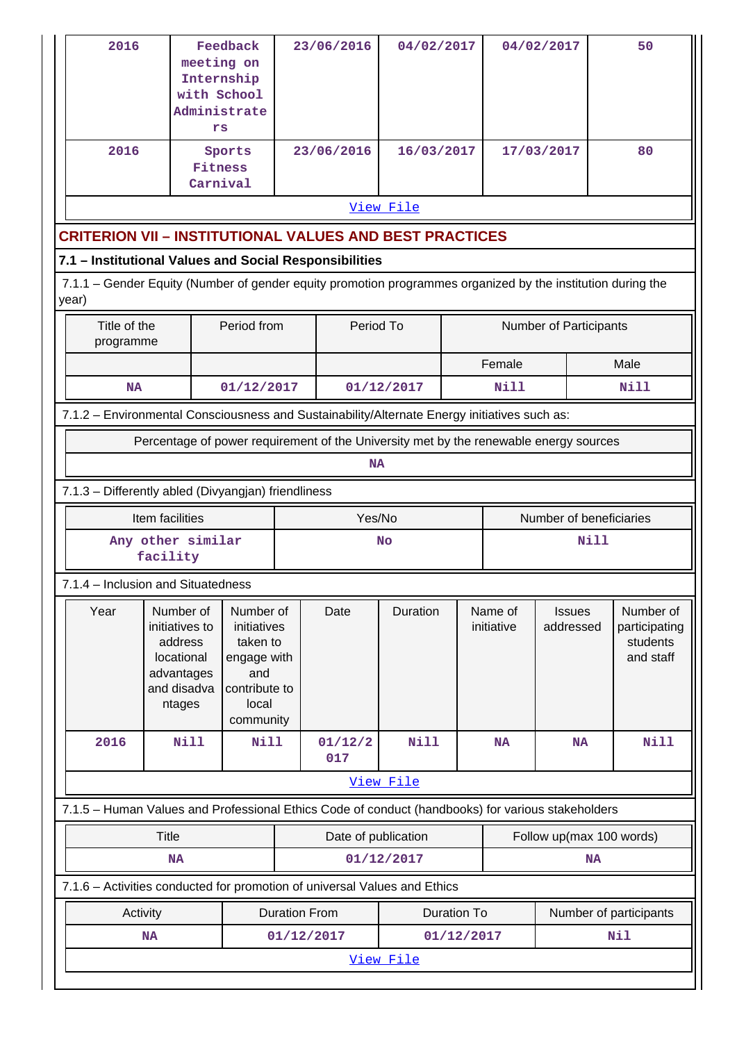| 2016 | Feedback meeting on Internship with School Administrators | 23/06/2016 | 04/02/2017 | 04/02/2017 | 50 |
|---|---|---|---|---|---|
| 2016 | Sports Fitness Carnival | 23/06/2016 | 16/03/2017 | 17/03/2017 | 80 |
| View File | | | | | |

## CRITERION VII – INSTITUTIONAL VALUES AND BEST PRACTICES

### 7.1 – Institutional Values and Social Responsibilities

7.1.1 – Gender Equity (Number of gender equity promotion programmes organized by the institution during the year)

| Title of the programme | Period from | Period To | Number of Participants | |
|---|---|---|---|---|
| | | | Female | Male |
| NA | 01/12/2017 | 01/12/2017 | Nill | Nill |

7.1.2 – Environmental Consciousness and Sustainability/Alternate Energy initiatives such as:

| Percentage of power requirement of the University met by the renewable energy sources |
|---|
| NA |

7.1.3 – Differently abled (Divyangjan) friendliness

| Item facilities | Yes/No | Number of beneficiaries |
|---|---|---|
| Any other similar facility | No | Nill |

7.1.4 – Inclusion and Situatedness

| Year | Number of initiatives to address locational advantages and disadvantages | Number of initiatives taken to engage with and contribute to local community | Date | Duration | Name of initiative | Issues addressed | Number of participating students and staff |
|---|---|---|---|---|---|---|---|
| 2016 | Nill | Nill | 01/12/2017 | Nill | NA | NA | Nill |
| View File | | | | | | | |

7.1.5 – Human Values and Professional Ethics Code of conduct (handbooks) for various stakeholders

| Title | Date of publication | Follow up(max 100 words) |
|---|---|---|
| NA | 01/12/2017 | NA |

7.1.6 – Activities conducted for promotion of universal Values and Ethics

| Activity | Duration From | Duration To | Number of participants |
|---|---|---|---|
| NA | 01/12/2017 | 01/12/2017 | Nil |
| View File | | | |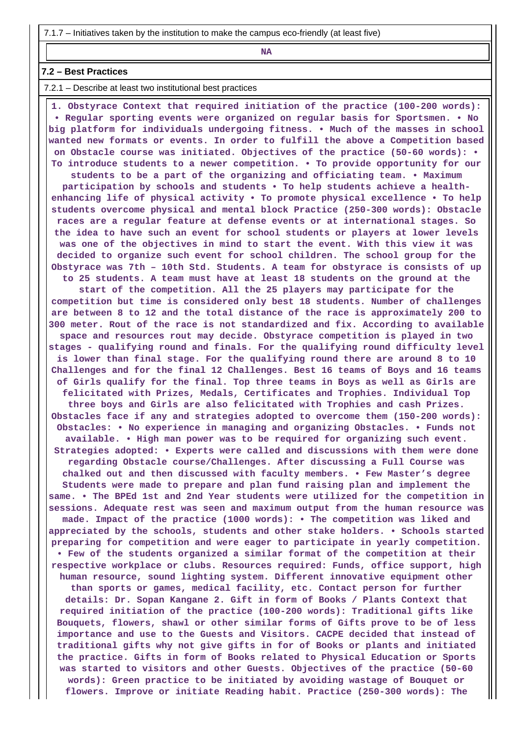7.1.7 – Initiatives taken by the institution to make the campus eco-friendly (at least five)

**NA**

**7.2 – Best Practices**

7.2.1 – Describe at least two institutional best practices

**1. Obstyrace Context that required initiation of the practice (100-200 words): • Regular sporting events were organized on regular basis for Sportsmen. • No big platform for individuals undergoing fitness. • Much of the masses in school wanted new formats or events. In order to fulfill the above a Competition based on Obstacle course was initiated. Objectives of the practice (50-60 words): • To introduce students to a newer competition. • To provide opportunity for our students to be a part of the organizing and officiating team. • Maximum participation by schools and students • To help students achieve a health-enhancing life of physical activity • To promote physical excellence • To help students overcome physical and mental block Practice (250-300 words): Obstacle races are a regular feature at defense events or at international stages. So the idea to have such an event for school students or players at lower levels was one of the objectives in mind to start the event. With this view it was decided to organize such event for school children. The school group for the Obstyrace was 7th – 10th Std. Students. A team for obstyrace is consists of up to 25 students. A team must have at least 18 students on the ground at the start of the competition. All the 25 players may participate for the competition but time is considered only best 18 students. Number of challenges are between 8 to 12 and the total distance of the race is approximately 200 to 300 meter. Rout of the race is not standardized and fix. According to available space and resources rout may decide. Obstyrace competition is played in two stages - qualifying round and finals. For the qualifying round difficulty level is lower than final stage. For the qualifying round there are around 8 to 10 Challenges and for the final 12 Challenges. Best 16 teams of Boys and 16 teams of Girls qualify for the final. Top three teams in Boys as well as Girls are felicitated with Prizes, Medals, Certificates and Trophies. Individual Top three boys and Girls are also felicitated with Trophies and cash Prizes. Obstacles face if any and strategies adopted to overcome them (150-200 words): Obstacles: • No experience in managing and organizing Obstacles. • Funds not available. • High man power was to be required for organizing such event. Strategies adopted: • Experts were called and discussions with them were done regarding Obstacle course/Challenges. After discussing a Full Course was chalked out and then discussed with faculty members. • Few Master's degree Students were made to prepare and plan fund raising plan and implement the same. • The BPEd 1st and 2nd Year students were utilized for the competition in sessions. Adequate rest was seen and maximum output from the human resource was made. Impact of the practice (1000 words): • The competition was liked and appreciated by the schools, students and other stake holders. • Schools started preparing for competition and were eager to participate in yearly competition. • Few of the students organized a similar format of the competition at their respective workplace or clubs. Resources required: Funds, office support, high human resource, sound lighting system. Different innovative equipment other than sports or games, medical facility, etc. Contact person for further details: Dr. Sopan Kangane 2. Gift in form of Books / Plants Context that required initiation of the practice (100-200 words): Traditional gifts like Bouquets, flowers, shawl or other similar forms of Gifts prove to be of less importance and use to the Guests and Visitors. CACPE decided that instead of traditional gifts why not give gifts in for of Books or plants and initiated the practice. Gifts in form of Books related to Physical Education or Sports was started to visitors and other Guests. Objectives of the practice (50-60 words): Green practice to be initiated by avoiding wastage of Bouquet or flowers. Improve or initiate Reading habit. Practice (250-300 words): The**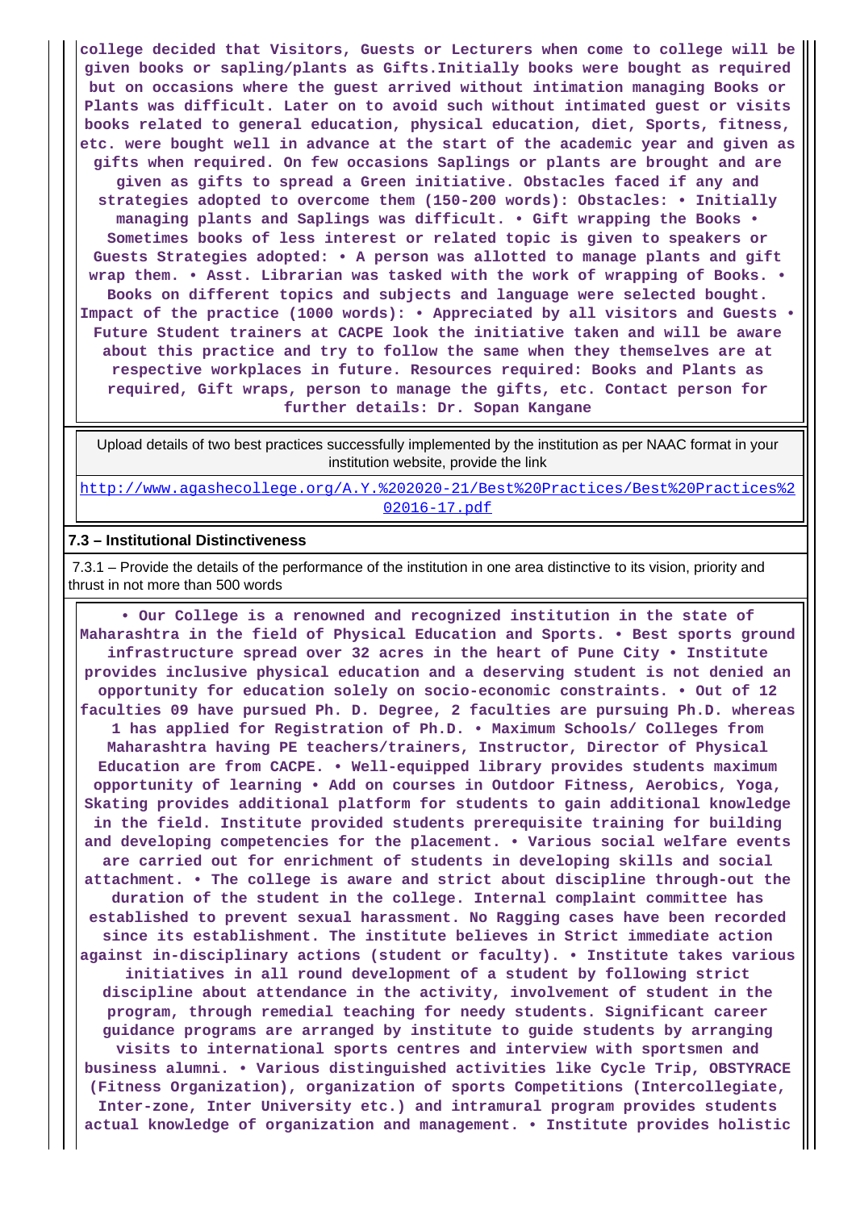**college decided that Visitors, Guests or Lecturers when come to college will be given books or sapling/plants as Gifts.Initially books were bought as required but on occasions where the guest arrived without intimation managing Books or Plants was difficult. Later on to avoid such without intimated guest or visits books related to general education, physical education, diet, Sports, fitness, etc. were bought well in advance at the start of the academic year and given as gifts when required. On few occasions Saplings or plants are brought and are given as gifts to spread a Green initiative. Obstacles faced if any and strategies adopted to overcome them (150-200 words): Obstacles: • Initially managing plants and Saplings was difficult. • Gift wrapping the Books • Sometimes books of less interest or related topic is given to speakers or Guests Strategies adopted: • A person was allotted to manage plants and gift wrap them. • Asst. Librarian was tasked with the work of wrapping of Books. • Books on different topics and subjects and language were selected bought. Impact of the practice (1000 words): • Appreciated by all visitors and Guests • Future Student trainers at CACPE look the initiative taken and will be aware about this practice and try to follow the same when they themselves are at respective workplaces in future. Resources required: Books and Plants as required, Gift wraps, person to manage the gifts, etc. Contact person for further details: Dr. Sopan Kangane**

| Upload details of two best practices successfully implemented by the institution as per NAAC format in your institution website, provide the link |
|---|
| http://www.agashecollege.org/A.Y.%202020-21/Best%20Practices/Best%20Practices%202016-17.pdf |

**7.3 – Institutional Distinctiveness**

7.3.1 – Provide the details of the performance of the institution in one area distinctive to its vision, priority and thrust in not more than 500 words

**• Our College is a renowned and recognized institution in the state of Maharashtra in the field of Physical Education and Sports. • Best sports ground infrastructure spread over 32 acres in the heart of Pune City • Institute provides inclusive physical education and a deserving student is not denied an opportunity for education solely on socio-economic constraints. • Out of 12 faculties 09 have pursued Ph. D. Degree, 2 faculties are pursuing Ph.D. whereas 1 has applied for Registration of Ph.D. • Maximum Schools/ Colleges from Maharashtra having PE teachers/trainers, Instructor, Director of Physical Education are from CACPE. • Well-equipped library provides students maximum opportunity of learning • Add on courses in Outdoor Fitness, Aerobics, Yoga, Skating provides additional platform for students to gain additional knowledge in the field. Institute provided students prerequisite training for building and developing competencies for the placement. • Various social welfare events are carried out for enrichment of students in developing skills and social attachment. • The college is aware and strict about discipline through-out the duration of the student in the college. Internal complaint committee has established to prevent sexual harassment. No Ragging cases have been recorded since its establishment. The institute believes in Strict immediate action against in-disciplinary actions (student or faculty). • Institute takes various initiatives in all round development of a student by following strict discipline about attendance in the activity, involvement of student in the program, through remedial teaching for needy students. Significant career guidance programs are arranged by institute to guide students by arranging visits to international sports centres and interview with sportsmen and business alumni. • Various distinguished activities like Cycle Trip, OBSTYRACE (Fitness Organization), organization of sports Competitions (Intercollegiate, Inter-zone, Inter University etc.) and intramural program provides students actual knowledge of organization and management. • Institute provides holistic**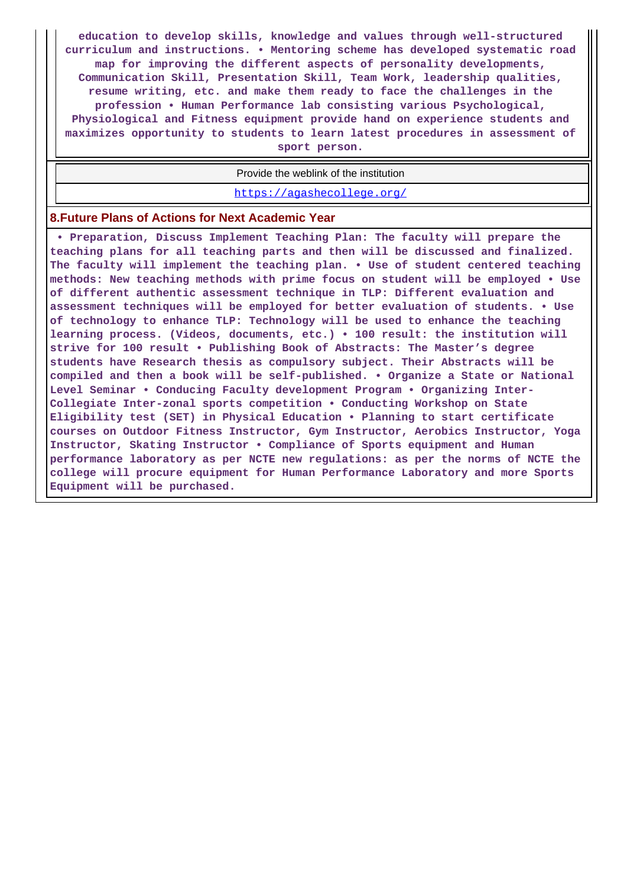**education to develop skills, knowledge and values through well-structured curriculum and instructions. • Mentoring scheme has developed systematic road map for improving the different aspects of personality developments, Communication Skill, Presentation Skill, Team Work, leadership qualities, resume writing, etc. and make them ready to face the challenges in the profession • Human Performance lab consisting various Psychological, Physiological and Fitness equipment provide hand on experience students and maximizes opportunity to students to learn latest procedures in assessment of sport person.**

| Provide the weblink of the institution |
|---|
| https://agashecollege.org/ |

## 8.Future Plans of Actions for Next Academic Year

**• Preparation, Discuss Implement Teaching Plan: The faculty will prepare the teaching plans for all teaching parts and then will be discussed and finalized. The faculty will implement the teaching plan. • Use of student centered teaching methods: New teaching methods with prime focus on student will be employed • Use of different authentic assessment technique in TLP: Different evaluation and assessment techniques will be employed for better evaluation of students. • Use of technology to enhance TLP: Technology will be used to enhance the teaching learning process. (Videos, documents, etc.) • 100 result: the institution will strive for 100 result • Publishing Book of Abstracts: The Master's degree students have Research thesis as compulsory subject. Their Abstracts will be compiled and then a book will be self-published. • Organize a State or National Level Seminar • Conducing Faculty development Program • Organizing Inter-Collegiate Inter-zonal sports competition • Conducting Workshop on State Eligibility test (SET) in Physical Education • Planning to start certificate courses on Outdoor Fitness Instructor, Gym Instructor, Aerobics Instructor, Yoga Instructor, Skating Instructor • Compliance of Sports equipment and Human performance laboratory as per NCTE new regulations: as per the norms of NCTE the college will procure equipment for Human Performance Laboratory and more Sports Equipment will be purchased.**